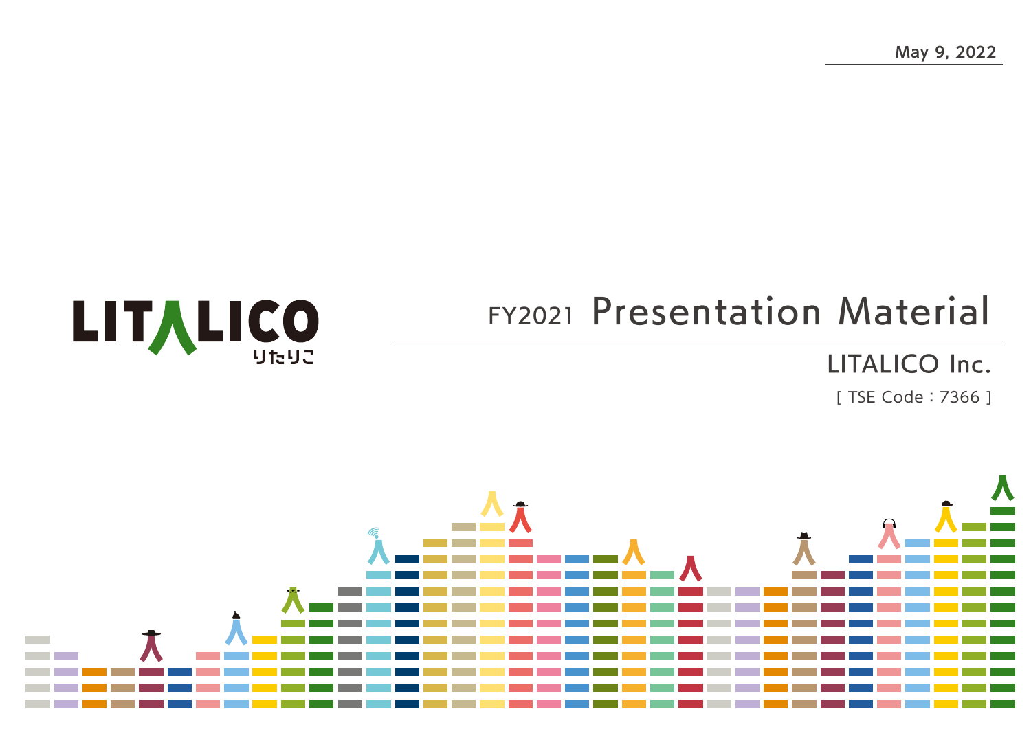May 9, 2022

LITALICO
りたりこ

# FY2021 Presentation Material

LITALICO Inc.

[ TSE Code：7366 ]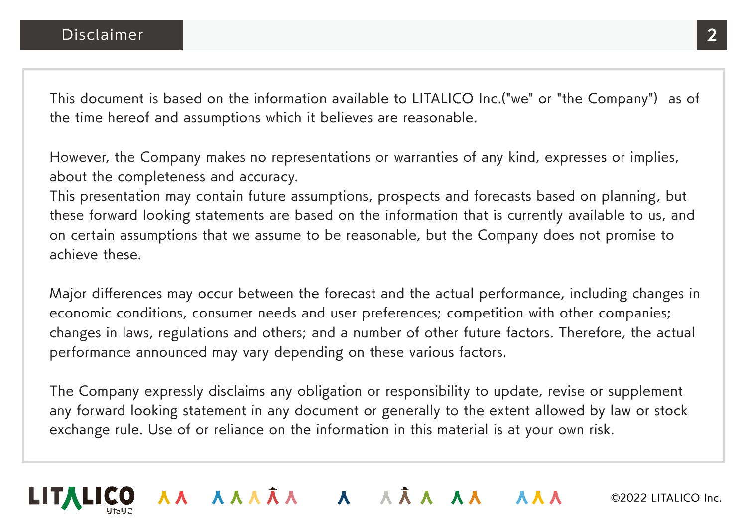# Disclaimer

This document is based on the information available to LITALICO Inc.("we" or "the Company") as of the time hereof and assumptions which it believes are reasonable.

However, the Company makes no representations or warranties of any kind, expresses or implies, about the completeness and accuracy.
This presentation may contain future assumptions, prospects and forecasts based on planning, but these forward looking statements are based on the information that is currently available to us, and on certain assumptions that we assume to be reasonable, but the Company does not promise to achieve these.

Major differences may occur between the forecast and the actual performance, including changes in economic conditions, consumer needs and user preferences; competition with other companies; changes in laws, regulations and others; and a number of other future factors. Therefore, the actual performance announced may vary depending on these various factors.

The Company expressly disclaims any obligation or responsibility to update, revise or supplement any forward looking statement in any document or generally to the extent allowed by law or stock exchange rule. Use of or reliance on the information in this material is at your own risk.

©2022 LITALICO Inc.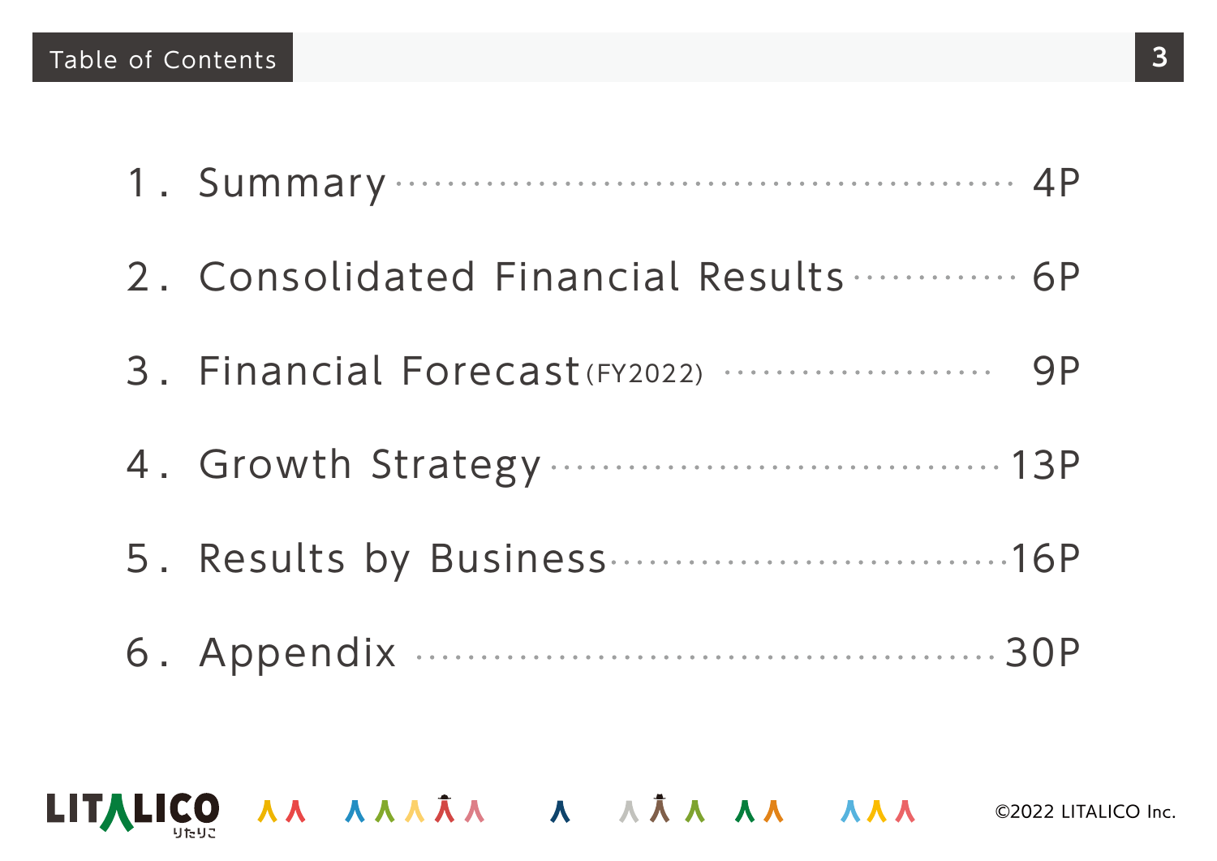# Table of Contents

1. Summary ............................................ 4P
2. Consolidated Financial Results ............................ 6P
3. Financial Forecast (FY2022) ............................ 9P
4. Growth Strategy ............................................ 13P
5. Results by Business ............................................ 16P
6. Appendix ............................................ 30P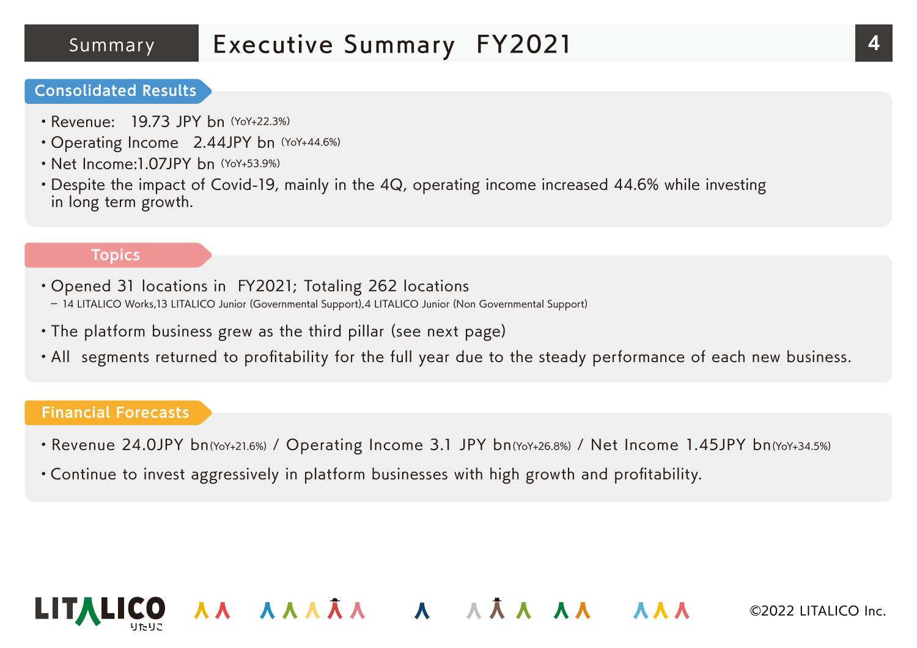# Executive Summary FY2021

## Consolidated Results

- Revenue: 19.73 JPY bn (YoY+22.3%)
- Operating Income 2.44JPY bn (YoY+44.6%)
- Net Income:1.07JPY bn (YoY+53.9%)
- Despite the impact of Covid-19, mainly in the 4Q, operating income increased 44.6% while investing in long term growth.

## Topics

- Opened 31 locations in FY2021; Totaling 262 locations
  - 14 LITALICO Works,13 LITALICO Junior (Governmental Support),4 LITALICO Junior (Non Governmental Support)
- The platform business grew as the third pillar (see next page)
- All segments returned to profitability for the full year due to the steady performance of each new business.

## Financial Forecasts

- Revenue 24.0JPY bn (YoY+21.6%) / Operating Income 3.1 JPY bn (YoY+26.8%) / Net Income 1.45JPY bn (YoY+34.5%)
- Continue to invest aggressively in platform businesses with high growth and profitability.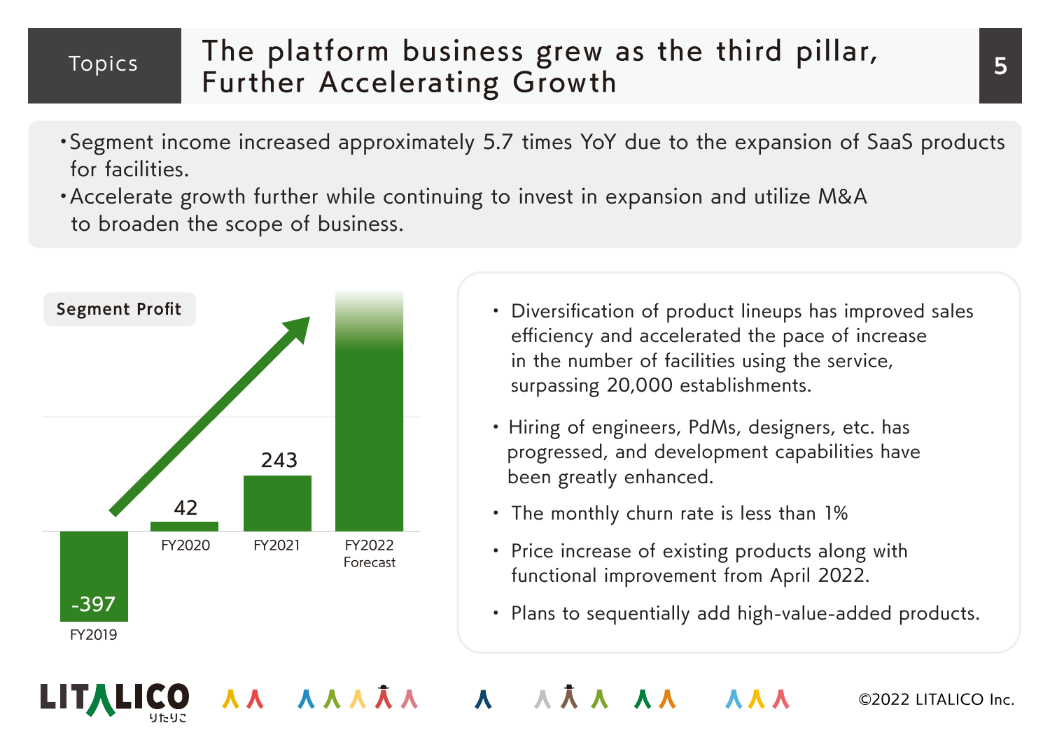# The platform business grew as the third pillar, Further Accelerating Growth

- Segment income increased approximately 5.7 times YoY due to the expansion of SaaS products for facilities.
- Accelerate growth further while continuing to invest in expansion and utilize M&A to broaden the scope of business.

**Segment Profit**

| FY2019 | FY2020 | FY2021 | FY2022 Forecast |
|---|---|---|---|
| -397 | 42 | 243 | |

- Diversification of product lineups has improved sales efficiency and accelerated the pace of increase in the number of facilities using the service, surpassing 20,000 establishments.
- Hiring of engineers, PdMs, designers, etc. has progressed, and development capabilities have been greatly enhanced.
- The monthly churn rate is less than 1%
- Price increase of existing products along with functional improvement from April 2022.
- Plans to sequentially add high-value-added products.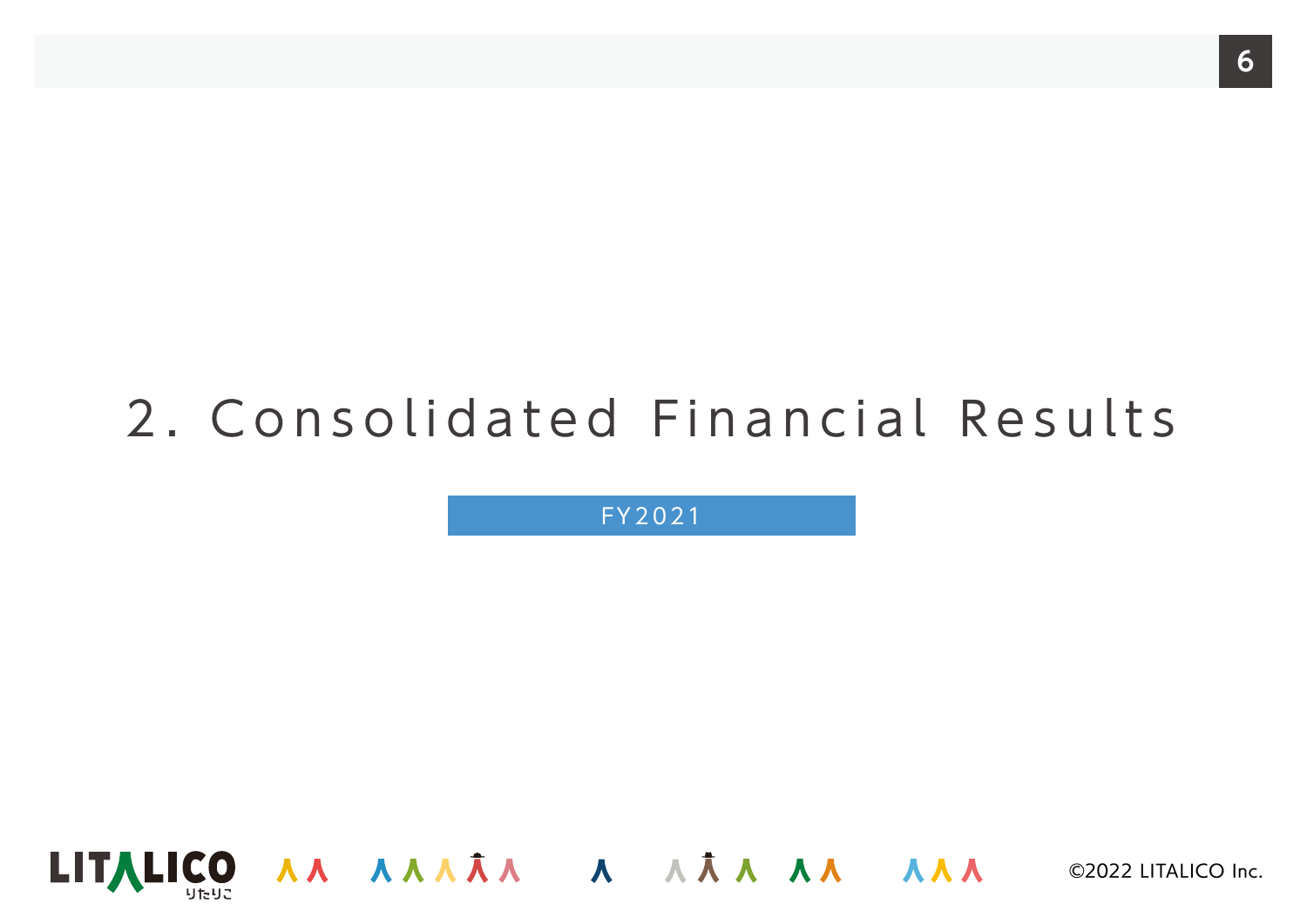# 2. Consolidated Financial Results

FY2021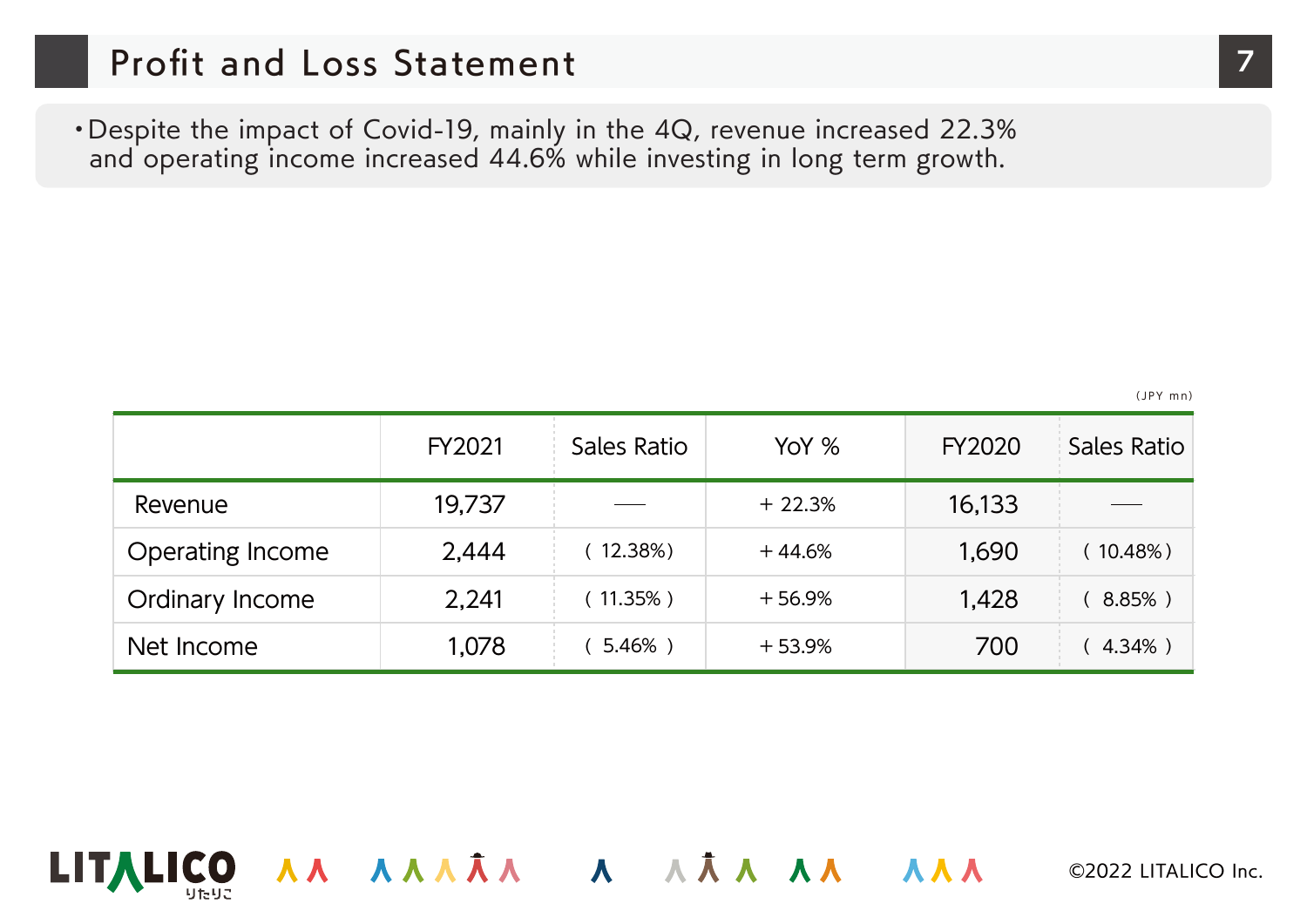# Profit and Loss Statement

- Despite the impact of Covid-19, mainly in the 4Q, revenue increased 22.3% and operating income increased 44.6% while investing in long term growth.

(JPY mn)

| | FY2021 | Sales Ratio | YoY % | FY2020 | Sales Ratio |
|---|---|---|---|---|---|
| Revenue | 19,737 | — | + 22.3% | 16,133 | — |
| Operating Income | 2,444 | ( 12.38%) | + 44.6% | 1,690 | ( 10.48%) |
| Ordinary Income | 2,241 | ( 11.35% ) | + 56.9% | 1,428 | ( 8.85% ) |
| Net Income | 1,078 | ( 5.46% ) | + 53.9% | 700 | ( 4.34% ) |

©2022 LITALICO Inc.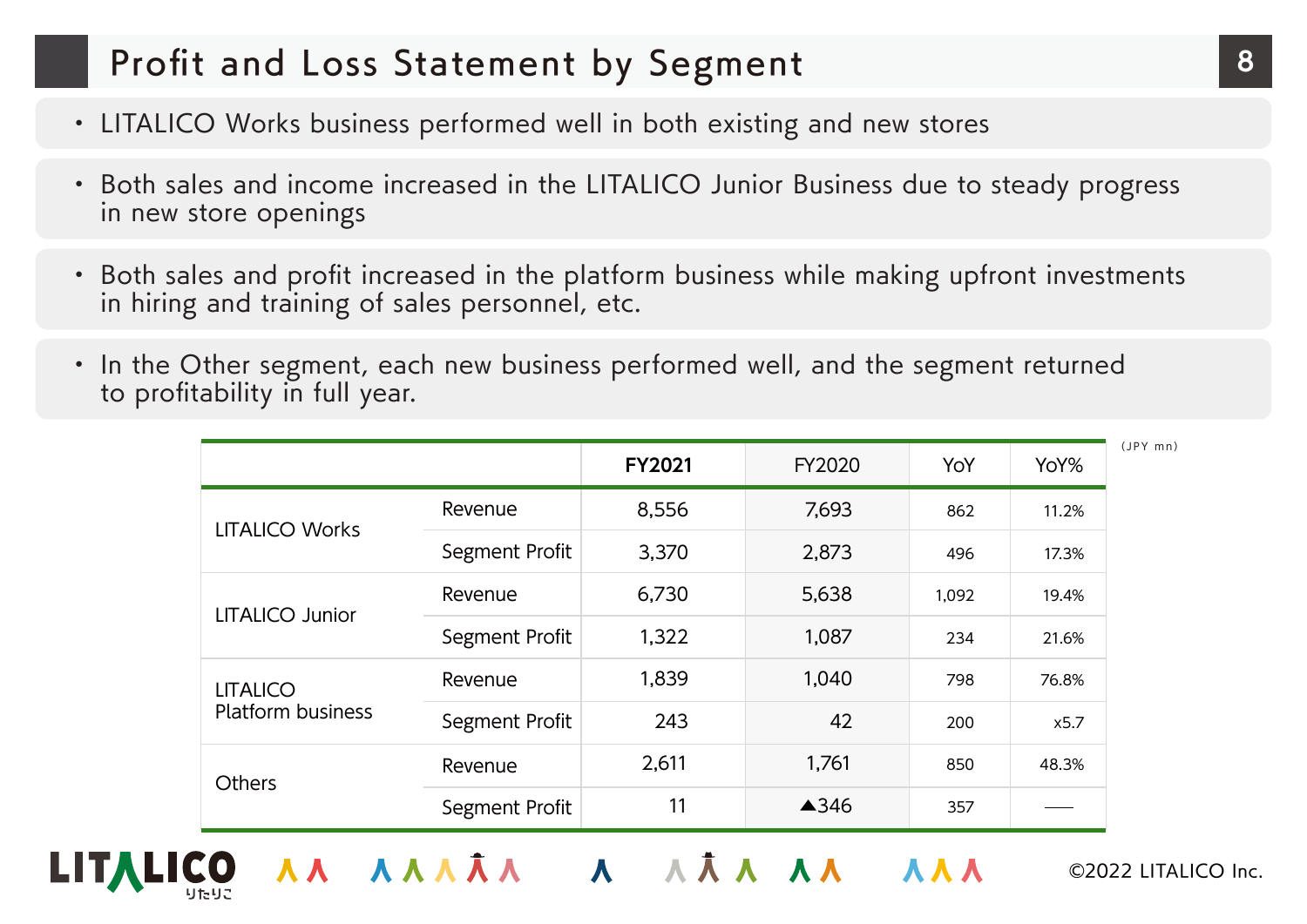# Profit and Loss Statement by Segment

- LITALICO Works business performed well in both existing and new stores
- Both sales and income increased in the LITALICO Junior Business due to steady progress in new store openings
- Both sales and profit increased in the platform business while making upfront investments in hiring and training of sales personnel, etc.
- In the Other segment, each new business performed well, and the segment returned to profitability in full year.

(JPY mn)

| | | **FY2021** | FY2020 | YoY | YoY% |
|---|---|---|---|---|---|
| LITALICO Works | Revenue | 8,556 | 7,693 | 862 | 11.2% |
| | Segment Profit | 3,370 | 2,873 | 496 | 17.3% |
| LITALICO Junior | Revenue | 6,730 | 5,638 | 1,092 | 19.4% |
| | Segment Profit | 1,322 | 1,087 | 234 | 21.6% |
| LITALICO Platform business | Revenue | 1,839 | 1,040 | 798 | 76.8% |
| | Segment Profit | 243 | 42 | 200 | x5.7 |
| Others | Revenue | 2,611 | 1,761 | 850 | 48.3% |
| | Segment Profit | 11 | ▲346 | 357 | — |

©2022 LITALICO Inc.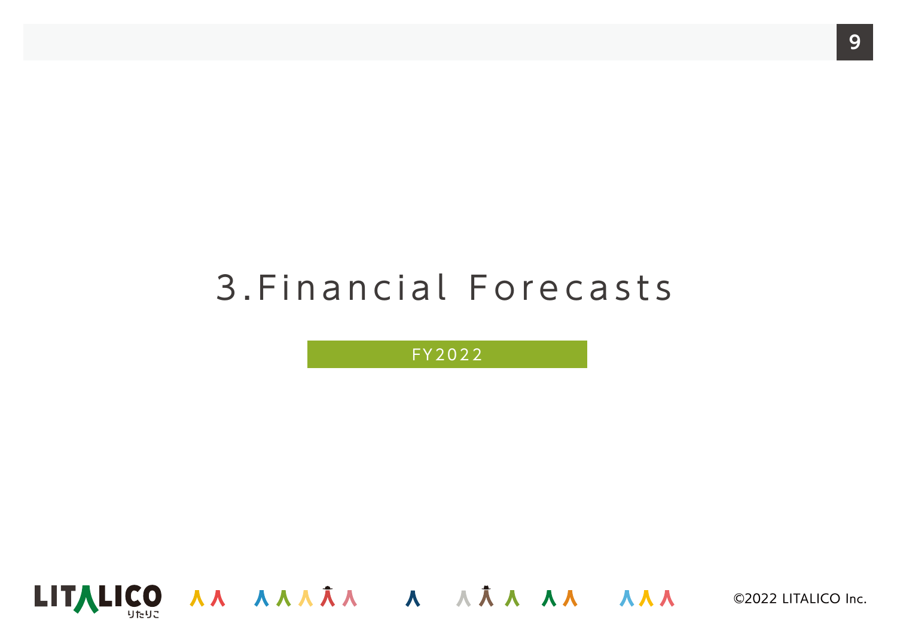# 3.Financial Forecasts

FY2022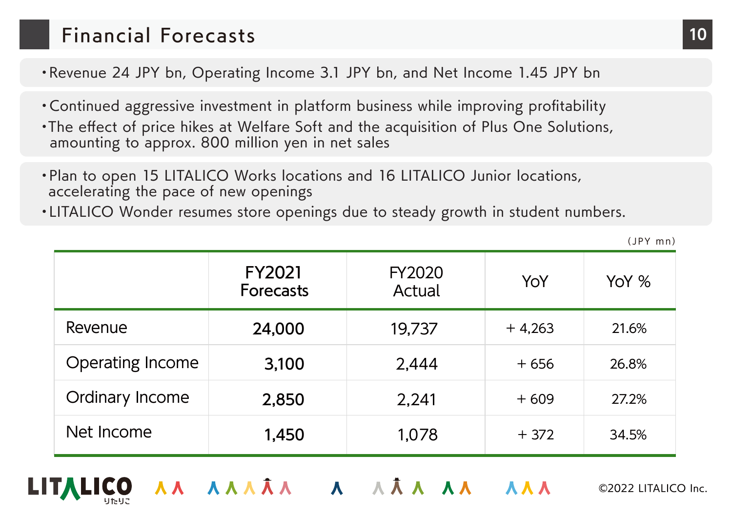# Financial Forecasts

- Revenue 24 JPY bn, Operating Income 3.1 JPY bn, and Net Income 1.45 JPY bn

- Continued aggressive investment in platform business while improving profitability
- The effect of price hikes at Welfare Soft and the acquisition of Plus One Solutions, amounting to approx. 800 million yen in net sales

- Plan to open 15 LITALICO Works locations and 16 LITALICO Junior locations, accelerating the pace of new openings
- LITALICO Wonder resumes store openings due to steady growth in student numbers.

(JPY mn)

| | FY2021 Forecasts | FY2020 Actual | YoY | YoY % |
|---|---|---|---|---|
| Revenue | **24,000** | 19,737 | + 4,263 | 21.6% |
| Operating Income | **3,100** | 2,444 | + 656 | 26.8% |
| Ordinary Income | **2,850** | 2,241 | + 609 | 27.2% |
| Net Income | **1,450** | 1,078 | + 372 | 34.5% |

©2022 LITALICO Inc.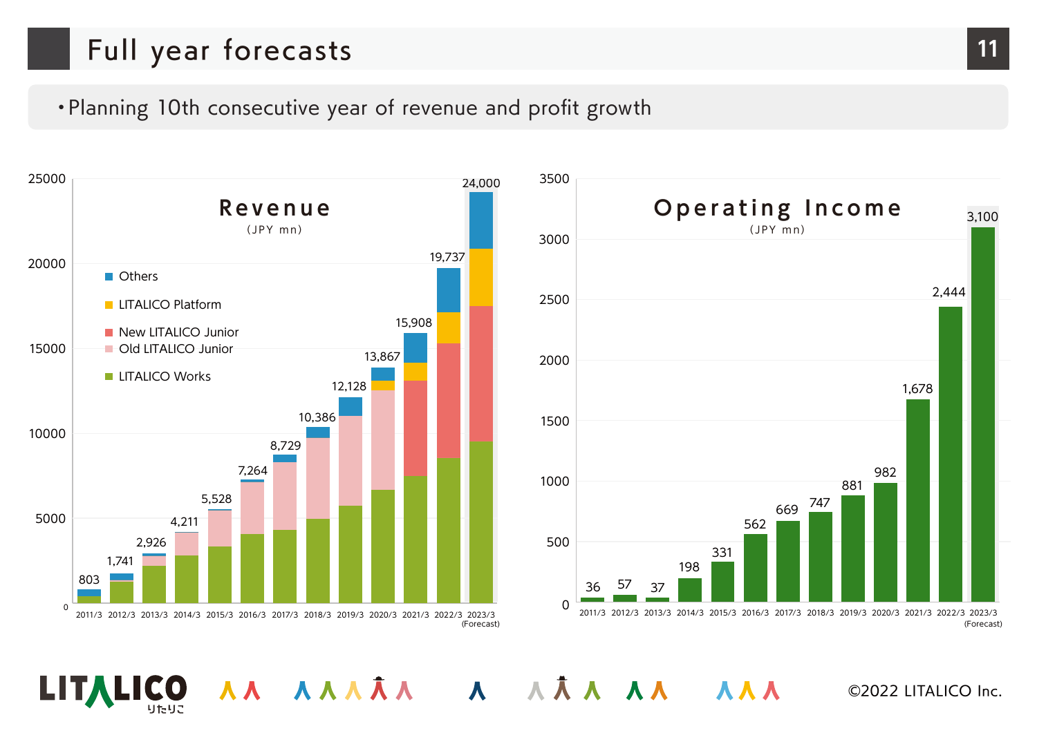# Full year forecasts

- Planning 10th consecutive year of revenue and profit growth

**Revenue** (JPY mn)

Legend: Others, LITALICO Platform, New LITALICO Junior, Old LITALICO Junior, LITALICO Works

| Fiscal year | Revenue |
|---|---|
| 2011/3 | 803 |
| 2012/3 | 1,741 |
| 2013/3 | 2,926 |
| 2014/3 | 4,211 |
| 2015/3 | 5,528 |
| 2016/3 | 7,264 |
| 2017/3 | 8,729 |
| 2018/3 | 10,386 |
| 2019/3 | 12,128 |
| 2020/3 | 13,867 |
| 2021/3 | 15,908 |
| 2022/3 | 19,737 |
| 2023/3 (Forecast) | 24,000 |

**Operating Income** (JPY mn)

| Fiscal year | Operating Income |
|---|---|
| 2011/3 | 36 |
| 2012/3 | 57 |
| 2013/3 | 37 |
| 2014/3 | 198 |
| 2015/3 | 331 |
| 2016/3 | 562 |
| 2017/3 | 669 |
| 2018/3 | 747 |
| 2019/3 | 881 |
| 2020/3 | 982 |
| 2021/3 | 1,678 |
| 2022/3 | 2,444 |
| 2023/3 (Forecast) | 3,100 |

©2022 LITALICO Inc.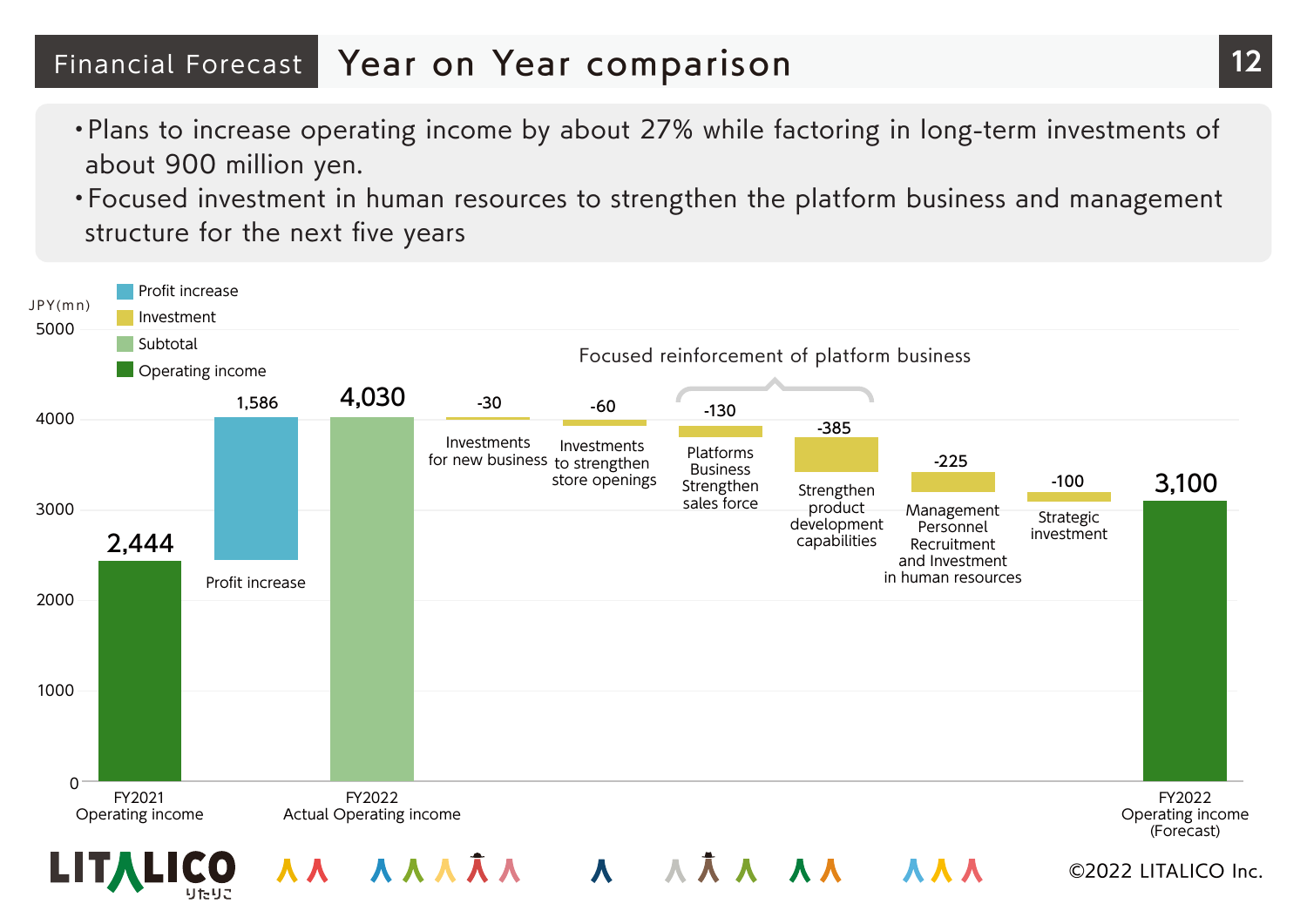# Financial Forecast — Year on Year comparison

- Plans to increase operating income by about 27% while factoring in long-term investments of about 900 million yen.
- Focused investment in human resources to strengthen the platform business and management structure for the next five years

JPY(mn)

Legend: Profit increase / Investment / Subtotal / Operating income

Focused reinforcement of platform business

| Item | Value (JPY mn) |
|---|---|
| FY2021 Operating income | 2,444 |
| Profit increase | 1,586 |
| FY2022 Actual Operating income | 4,030 |
| Investments for new business | -30 |
| Investments to strengthen store openings | -60 |
| Platforms Business Strengthen sales force | -130 |
| Strengthen product development capabilities | -385 |
| Management Personnel Recruitment and Investment in human resources | -225 |
| Strategic investment | -100 |
| FY2022 Operating income (Forecast) | 3,100 |

©2022 LITALICO Inc.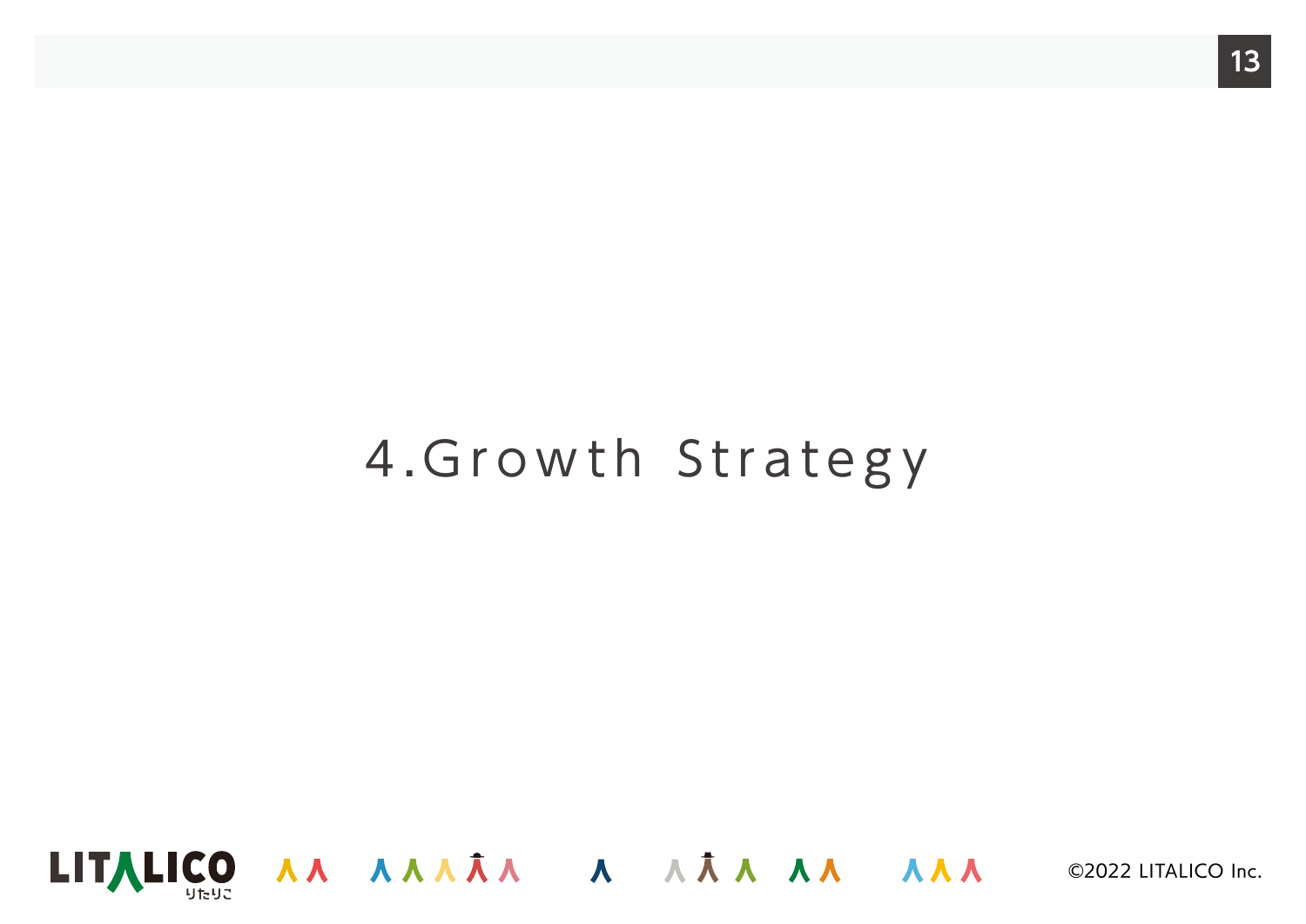# 4.Growth Strategy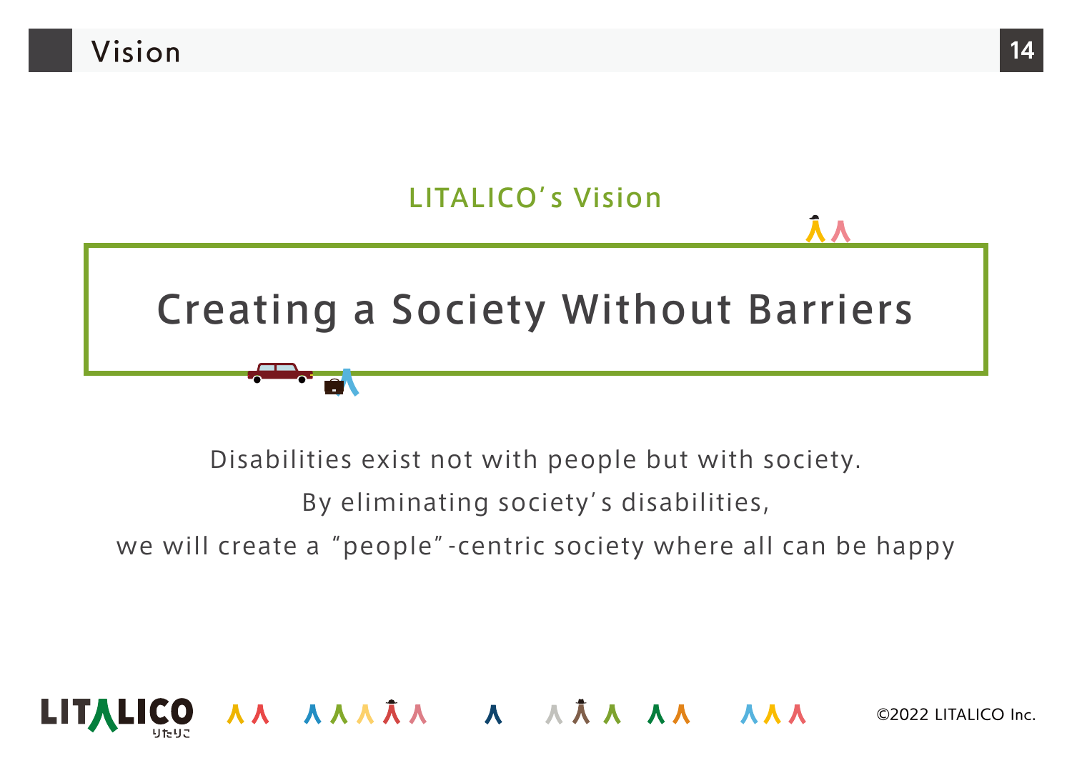# Vision

## LITALICO's Vision

**Creating a Society Without Barriers**

Disabilities exist not with people but with society.
By eliminating society's disabilities,
we will create a "people"-centric society where all can be happy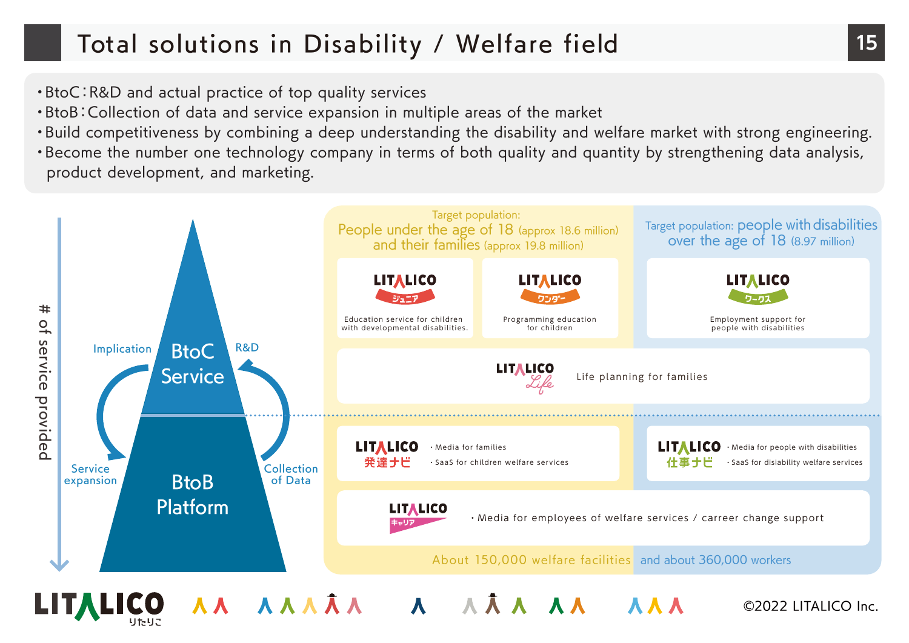# Total solutions in Disability / Welfare field

- BtoC：R&D and actual practice of top quality services
- BtoB：Collection of data and service expansion in multiple areas of the market
- Build competitiveness by combining a deep understanding the disability and welfare market with strong engineering.
- Become the number one technology company in terms of both quality and quantity by strengthening data analysis, product development, and marketing.

# of service provided

**BtoC Service** — Implication / R&D

**BtoB Platform** — Service expansion / Collection of Data

Target population: People under the age of 18 (approx 18.6 million) and their families (approx 19.8 million)

Target population: people with disabilities over the age of 18 (8.97 million)

- LITALICO ジュニア — Education service for children with developmental disabilities.
- LITALICO ワンダー — Programming education for children
- LITALICO ワークス — Employment support for people with disabilities
- LITALICO Life — Life planning for families
- LITALICO 発達ナビ
  - Media for families
  - SaaS for children welfare services
- LITALICO 仕事ナビ
  - Media for people with disabilities
  - SaaS for disiability welfare services
- LITALICO キャリア
  - Media for employees of welfare services / carreer change support

About 150,000 welfare facilities and about 360,000 workers

©2022 LITALICO Inc.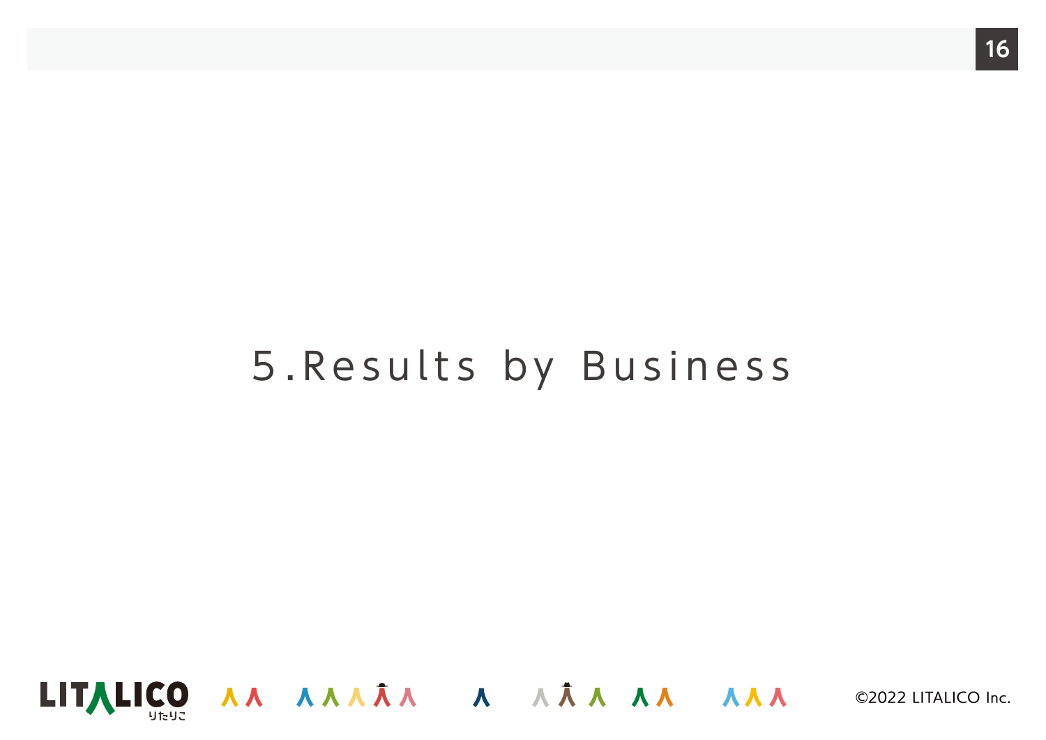# 5.Results by Business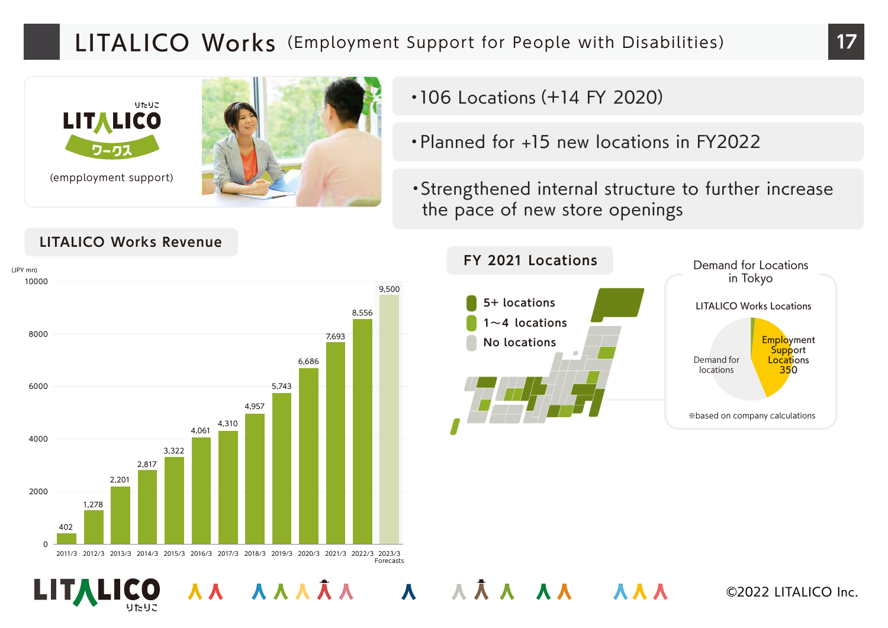# LITALICO Works (Employment Support for People with Disabilities)

LITALICO ワークス

(empployment support)

- 106 Locations (+14 FY 2020)
- Planned for +15 new locations in FY2022
- Strengthened internal structure to further increase the pace of new store openings

## LITALICO Works Revenue

(JPY mn)

| Fiscal Year | Revenue |
|---|---|
| 2011/3 | 402 |
| 2012/3 | 1,278 |
| 2013/3 | 2,201 |
| 2014/3 | 2,817 |
| 2015/3 | 3,322 |
| 2016/3 | 4,061 |
| 2017/3 | 4,310 |
| 2018/3 | 4,957 |
| 2019/3 | 5,743 |
| 2020/3 | 6,686 |
| 2021/3 | 7,693 |
| 2022/3 | 8,556 |
| 2023/3 Forecasts | 9,500 |

## FY 2021 Locations

- 5+ locations
- 1〜4 locations
- No locations

### Demand for Locations in Tokyo

LITALICO Works Locations

- Employment Support Locations 350
- Demand for locations

※based on company calculations

©2022 LITALICO Inc.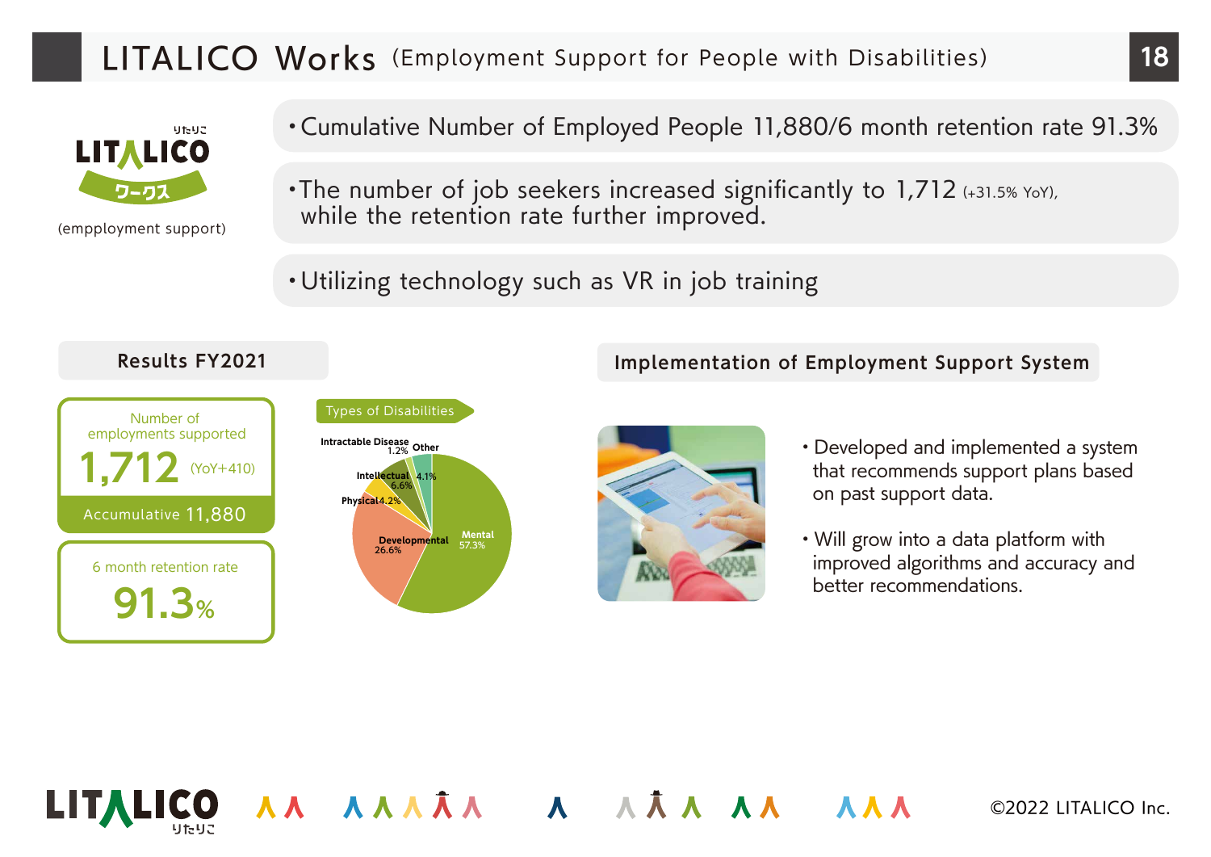# LITALICO Works (Employment Support for People with Disabilities)

LITALICO ワークス

(empployment support)

- Cumulative Number of Employed People 11,880/6 month retention rate 91.3%
- The number of job seekers increased significantly to 1,712 (+31.5% YoY), while the retention rate further improved.
- Utilizing technology such as VR in job training

## Results FY2021

Number of employments supported

**1,712** (YoY+410)

Accumulative 11,880

6 month retention rate

**91.3%**

### Types of Disabilities

| Type | Share |
|---|---|
| Mental | 57.3% |
| Developmental | 26.6% |
| Physical | 4.2% |
| Intellectual | 6.6% |
| Intractable Disease | 1.2% |
| Other | 4.1% |

## Implementation of Employment Support System

- Developed and implemented a system that recommends support plans based on past support data.
- Will grow into a data platform with improved algorithms and accuracy and better recommendations.

©2022 LITALICO Inc.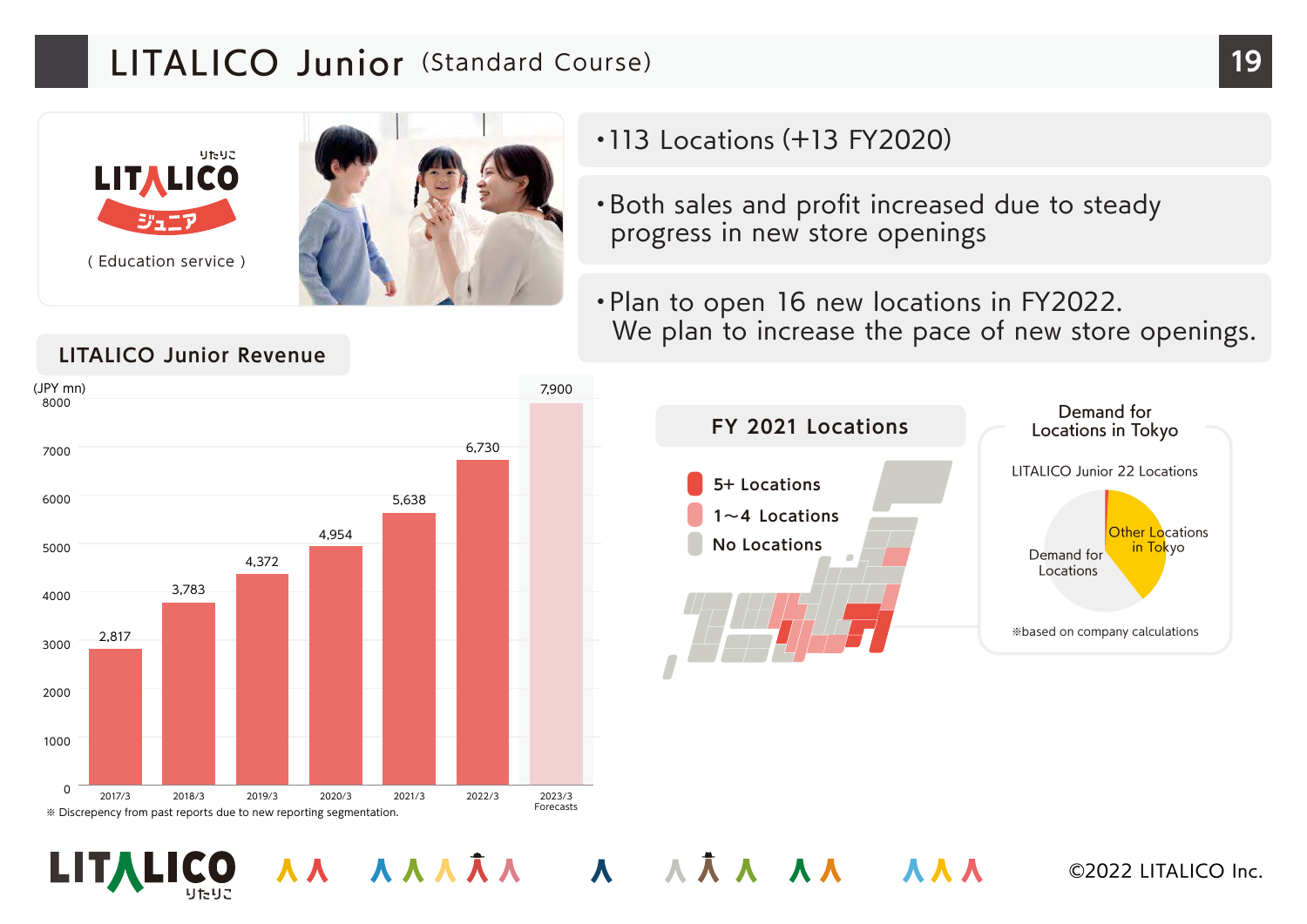# LITALICO Junior (Standard Course)

LITALICO ジュニア

( Education service )

- 113 Locations (+13 FY2020)
- Both sales and profit increased due to steady progress in new store openings
- Plan to open 16 new locations in FY2022. We plan to increase the pace of new store openings.

## LITALICO Junior Revenue

(JPY mn)

| Fiscal Year | Revenue |
|---|---|
| 2017/3 | 2,817 |
| 2018/3 | 3,783 |
| 2019/3 | 4,372 |
| 2020/3 | 4,954 |
| 2021/3 | 5,638 |
| 2022/3 | 6,730 |
| 2023/3 Forecasts | 7,900 |

※ Discrepency from past reports due to new reporting segmentation.

## FY 2021 Locations

- 5+ Locations
- 1～4 Locations
- No Locations

### Demand for Locations in Tokyo

LITALICO Junior 22 Locations

- Other Locations in Tokyo
- Demand for Locations

※based on company calculations

©2022 LITALICO Inc.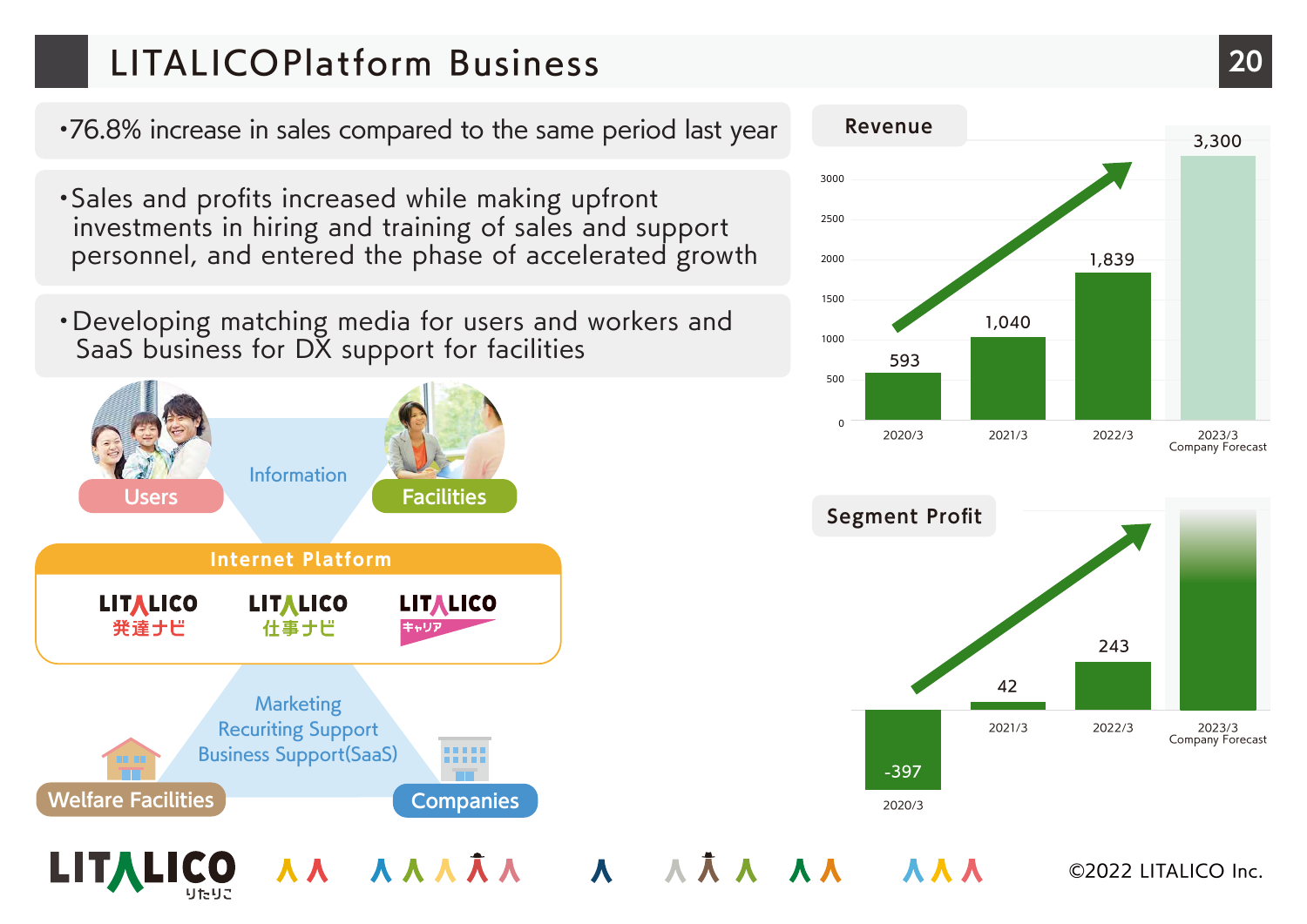# LITALICOPlatform Business

- 76.8% increase in sales compared to the same period last year
- Sales and profits increased while making upfront investments in hiring and training of sales and support personnel, and entered the phase of accelerated growth
- Developing matching media for users and workers and SaaS business for DX support for facilities

Users — Information — Facilities

**Internet Platform**

LITALICO 発達ナビ　LITALICO 仕事ナビ　LITALICO キャリア

Marketing
Recuriting Support
Business Support(SaaS)

Welfare Facilities — Companies

## Revenue

| | 2020/3 | 2021/3 | 2022/3 | 2023/3 Company Forecast |
|---|---|---|---|---|
| Revenue | 593 | 1,040 | 1,839 | 3,300 |

## Segment Profit

| | 2020/3 | 2021/3 | 2022/3 | 2023/3 Company Forecast |
|---|---|---|---|---|
| Segment Profit | -397 | 42 | 243 | |

©2022 LITALICO Inc.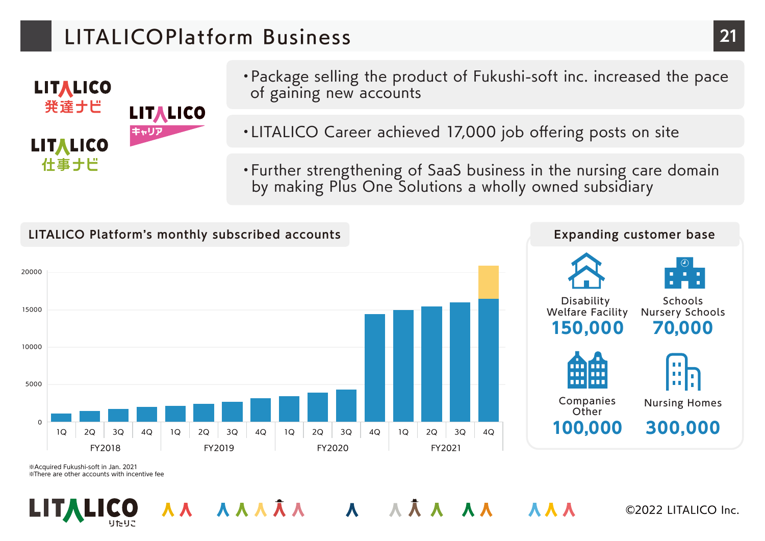# LITALICOPlatform Business

LITALICO 発達ナビ

LITALICO キャリア

LITALICO 仕事ナビ

- Package selling the product of Fukushi-soft inc. increased the pace of gaining new accounts
- LITALICO Career achieved 17,000 job offering posts on site
- Further strengthening of SaaS business in the nursing care domain by making Plus One Solutions a wholly owned subsidiary

## LITALICO Platform's monthly subscribed accounts

| Fiscal Year | Quarter | Accounts (approx.) |
|---|---|---|
| FY2018 | 1Q | 1,100 |
| FY2018 | 2Q | 1,400 |
| FY2018 | 3Q | 1,700 |
| FY2018 | 4Q | 2,000 |
| FY2019 | 1Q | 2,100 |
| FY2019 | 2Q | 2,400 |
| FY2019 | 3Q | 2,700 |
| FY2019 | 4Q | 3,100 |
| FY2020 | 1Q | 3,400 |
| FY2020 | 2Q | 3,900 |
| FY2020 | 3Q | 4,300 |
| FY2020 | 4Q | 14,400 |
| FY2021 | 1Q | 14,900 |
| FY2021 | 2Q | 15,400 |
| FY2021 | 3Q | 15,900 |
| FY2021 | 4Q | 16,400 (+ approx. 4,400 other accounts; total approx. 20,800) |

※Acquired Fukushi-soft in Jan. 2021
※There are other accounts with incentive fee

## Expanding customer base

| Segment | Number |
|---|---|
| Disability Welfare Facility | 150,000 |
| Schools Nursery Schools | 70,000 |
| Companies Other | 100,000 |
| Nursing Homes | 300,000 |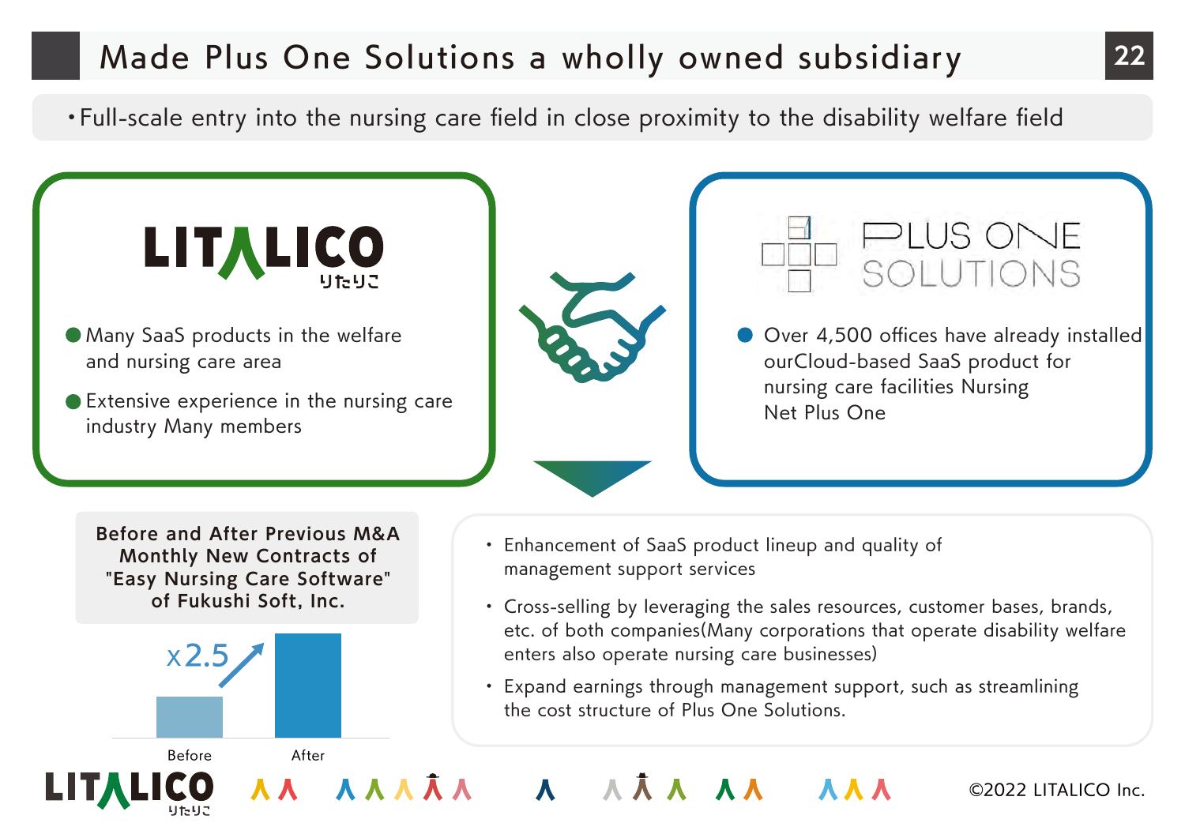# Made Plus One Solutions a wholly owned subsidiary

・Full-scale entry into the nursing care field in close proximity to the disability welfare field

**LITALICO**

- Many SaaS products in the welfare and nursing care area
- Extensive experience in the nursing care industry Many members

**PLUS ONE SOLUTIONS**

- Over 4,500 offices have already installed ourCloud-based SaaS product for nursing care facilities Nursing Net Plus One

**Before and After Previous M&A Monthly New Contracts of "Easy Nursing Care Software" of Fukushi Soft, Inc.**

x2.5

Before　After

- Enhancement of SaaS product lineup and quality of management support services
- Cross-selling by leveraging the sales resources, customer bases, brands, etc. of both companies(Many corporations that operate disability welfare enters also operate nursing care businesses)
- Expand earnings through management support, such as streamlining the cost structure of Plus One Solutions.

©2022 LITALICO Inc.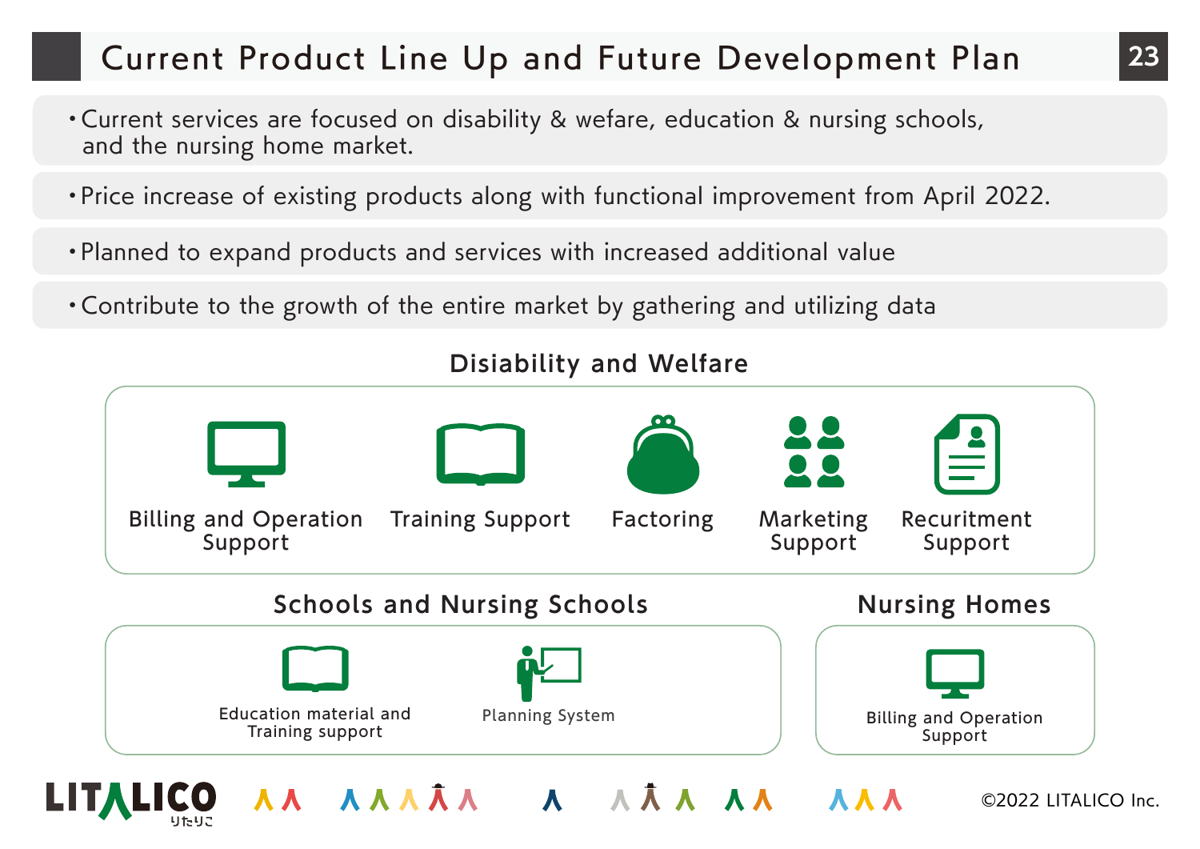# Current Product Line Up and Future Development Plan

- Current services are focused on disability & wefare, education & nursing schools, and the nursing home market.
- Price increase of existing products along with functional improvement from April 2022.
- Planned to expand products and services with increased additional value
- Contribute to the growth of the entire market by gathering and utilizing data

## Disiability and Welfare

- Billing and Operation Support
- Training Support
- Factoring
- Marketing Support
- Recuritment Support

## Schools and Nursing Schools

- Education material and Training support
- Planning System

## Nursing Homes

- Billing and Operation Support

©2022 LITALICO Inc.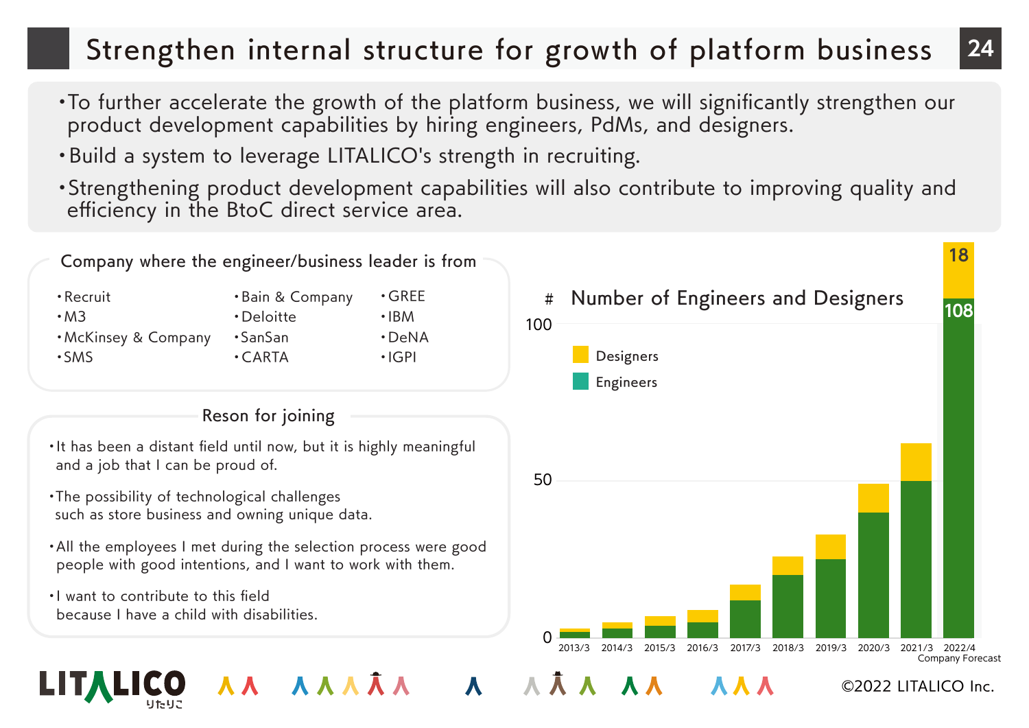# Strengthen internal structure for growth of platform business

- To further accelerate the growth of the platform business, we will significantly strengthen our product development capabilities by hiring engineers, PdMs, and designers.
- Build a system to leverage LITALICO's strength in recruiting.
- Strengthening product development capabilities will also contribute to improving quality and efficiency in the BtoC direct service area.

## Company where the engineer/business leader is from

- Recruit
- M3
- McKinsey & Company
- SMS
- Bain & Company
- Deloitte
- SanSan
- CARTA
- GREE
- IBM
- DeNA
- IGPI

## Reson for joining

- It has been a distant field until now, but it is highly meaningful and a job that I can be proud of.
- The possibility of technological challenges such as store business and owning unique data.
- All the employees I met during the selection process were good people with good intentions, and I want to work with them.
- I want to contribute to this field because I have a child with disabilities.

## Number of Engineers and Designers

| | 2013/3 | 2014/3 | 2015/3 | 2016/3 | 2017/3 | 2018/3 | 2019/3 | 2020/3 | 2021/3 | 2022/4 Company Forecast |
|---|---|---|---|---|---|---|---|---|---|---|
| Engineers | | | | | | | | | | 108 |
| Designers | | | | | | | | | | 18 |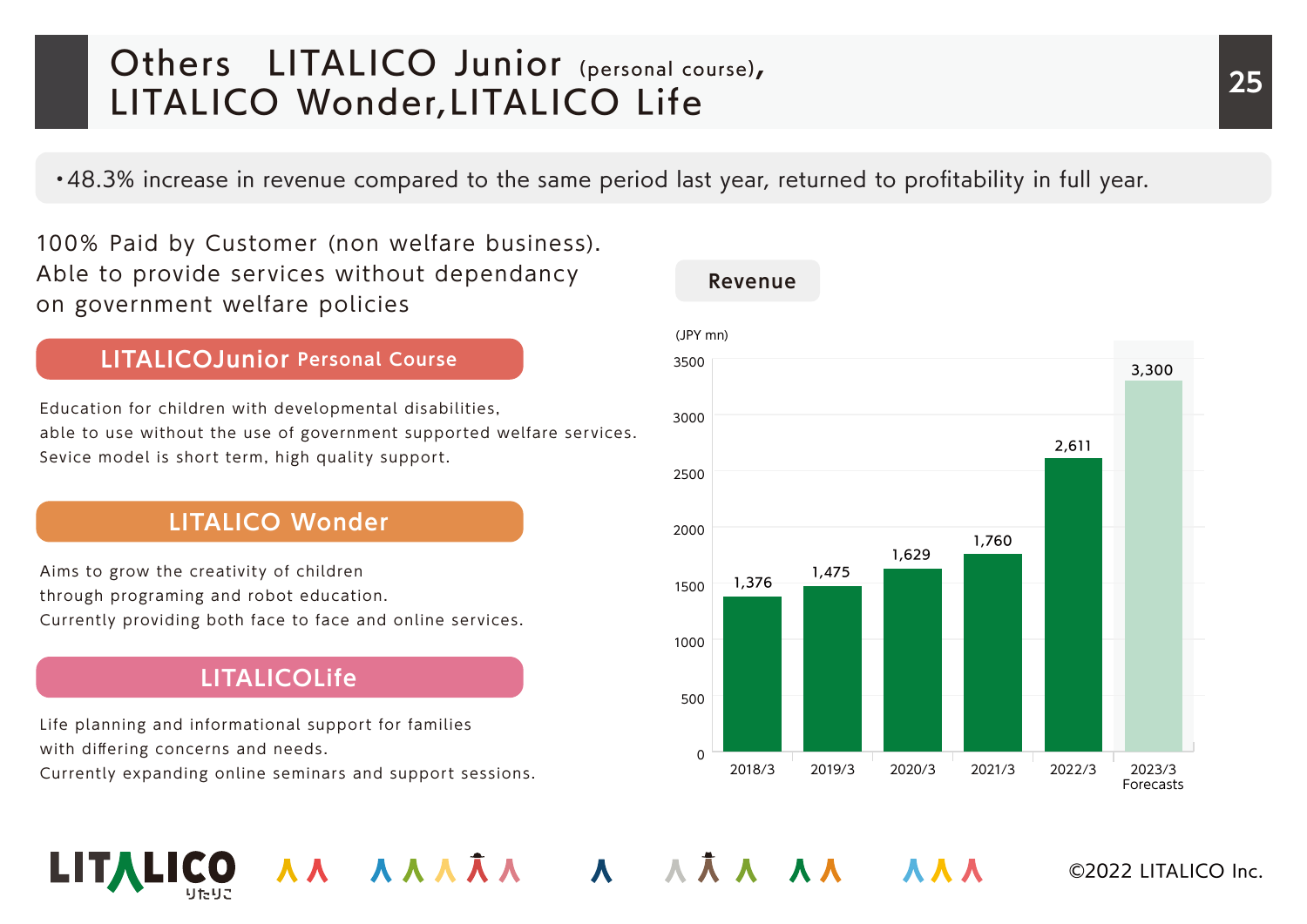# Others LITALICO Junior (personal course), LITALICO Wonder, LITALICO Life

- 48.3% increase in revenue compared to the same period last year, returned to profitability in full year.

100% Paid by Customer (non welfare business).
Able to provide services without dependancy on government welfare policies

## LITALICOJunior Personal Course

Education for children with developmental disabilities, able to use without the use of government supported welfare services.
Sevice model is short term, high quality support.

## LITALICO Wonder

Aims to grow the creativity of children through programing and robot education.
Currently providing both face to face and online services.

## LITALICOLife

Life planning and informational support for families with differing concerns and needs.
Currently expanding online seminars and support sessions.

**Revenue**

(JPY mn)

| Fiscal Year | Revenue |
|---|---|
| 2018/3 | 1,376 |
| 2019/3 | 1,475 |
| 2020/3 | 1,629 |
| 2021/3 | 1,760 |
| 2022/3 | 2,611 |
| 2023/3 Forecasts | 3,300 |

©2022 LITALICO Inc.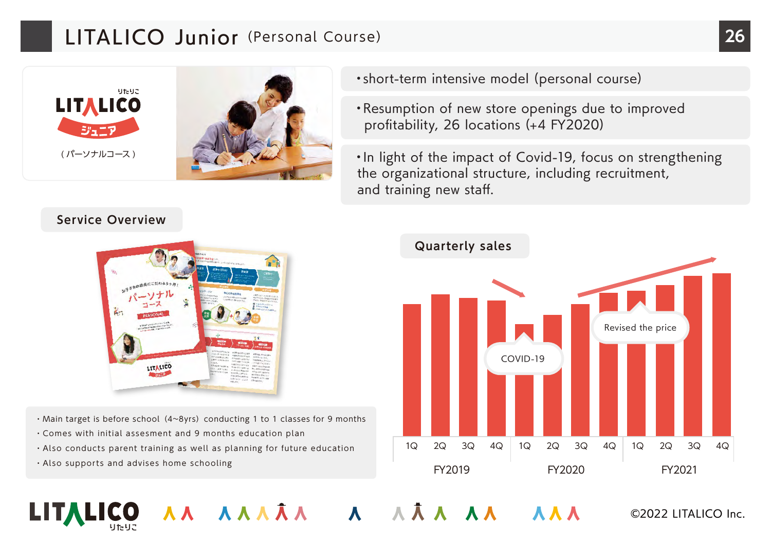# LITALICO Junior (Personal Course)

- short-term intensive model (personal course)
- Resumption of new store openings due to improved profitability, 26 locations (+4 FY2020)
- In light of the impact of Covid-19, focus on strengthening the organizational structure, including recruitment, and training new staff.

## Service Overview

- Main target is before school (4~8yrs) conducting 1 to 1 classes for 9 months
- Comes with initial assesment and 9 months education plan
- Also conducts parent training as well as planning for future education
- Also supports and advises home schooling

## Quarterly sales

FY2019: 1Q, 2Q, 3Q, 4Q | FY2020: 1Q, 2Q, 3Q, 4Q | FY2021: 1Q, 2Q, 3Q, 4Q

COVID-19

Revised the price

©2022 LITALICO Inc.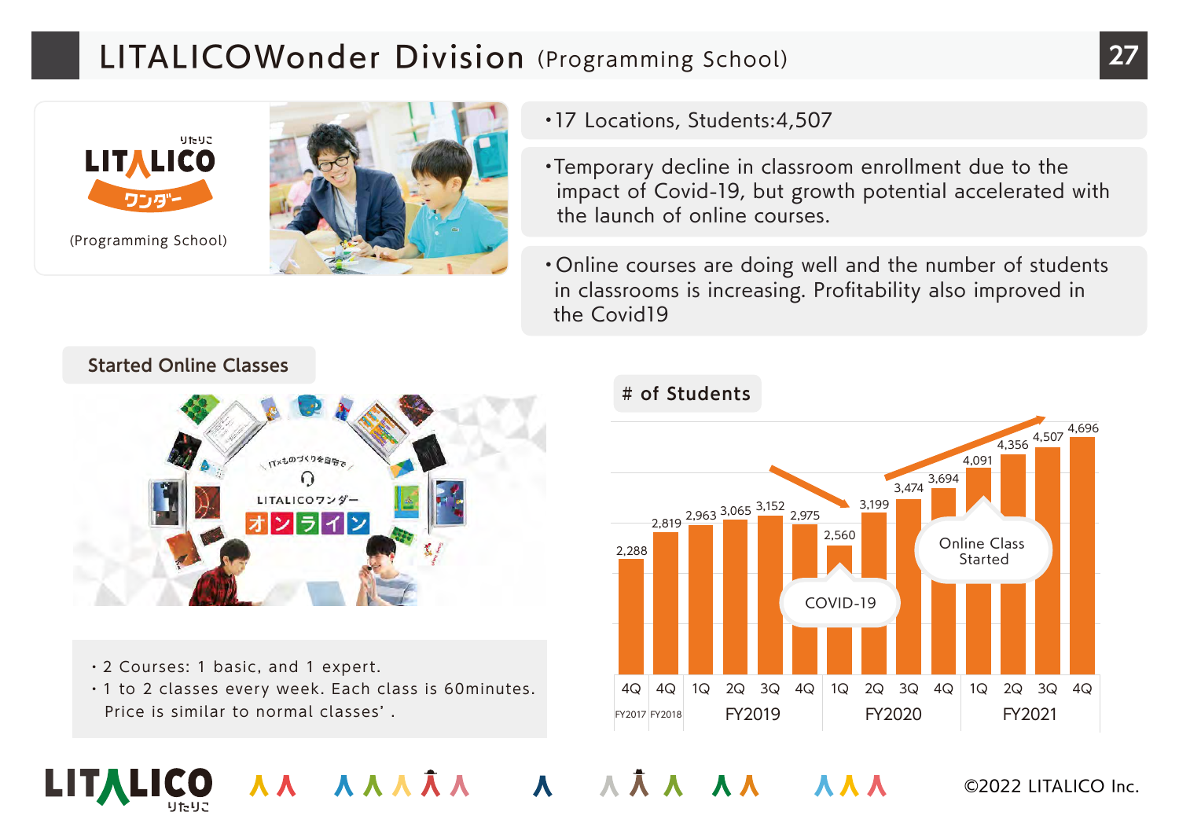# LITALICOWonder Division (Programming School)

(Programming School)

- 17 Locations, Students:4,507
- Temporary decline in classroom enrollment due to the impact of Covid-19, but growth potential accelerated with the launch of online courses.
- Online courses are doing well and the number of students in classrooms is increasing. Profitability also improved in the Covid19

## Started Online Classes

- 2 Courses: 1 basic, and 1 expert.
- 1 to 2 classes every week. Each class is 60minutes. Price is similar to normal classes'.

## # of Students

| Period | # of Students |
|---|---|
| 4Q FY2017 | 2,288 |
| 4Q FY2018 | 2,819 |
| 1Q FY2019 | 2,963 |
| 2Q FY2019 | 3,065 |
| 3Q FY2019 | 3,152 |
| 4Q FY2019 | 2,975 |
| 1Q FY2020 | 2,560 |
| 2Q FY2020 | 3,199 |
| 3Q FY2020 | 3,474 |
| 4Q FY2020 | 3,694 |
| 1Q FY2021 | 4,091 |
| 2Q FY2021 | 4,356 |
| 3Q FY2021 | 4,507 |
| 4Q FY2021 | 4,696 |

COVID-19

Online Class Started

©2022 LITALICO Inc.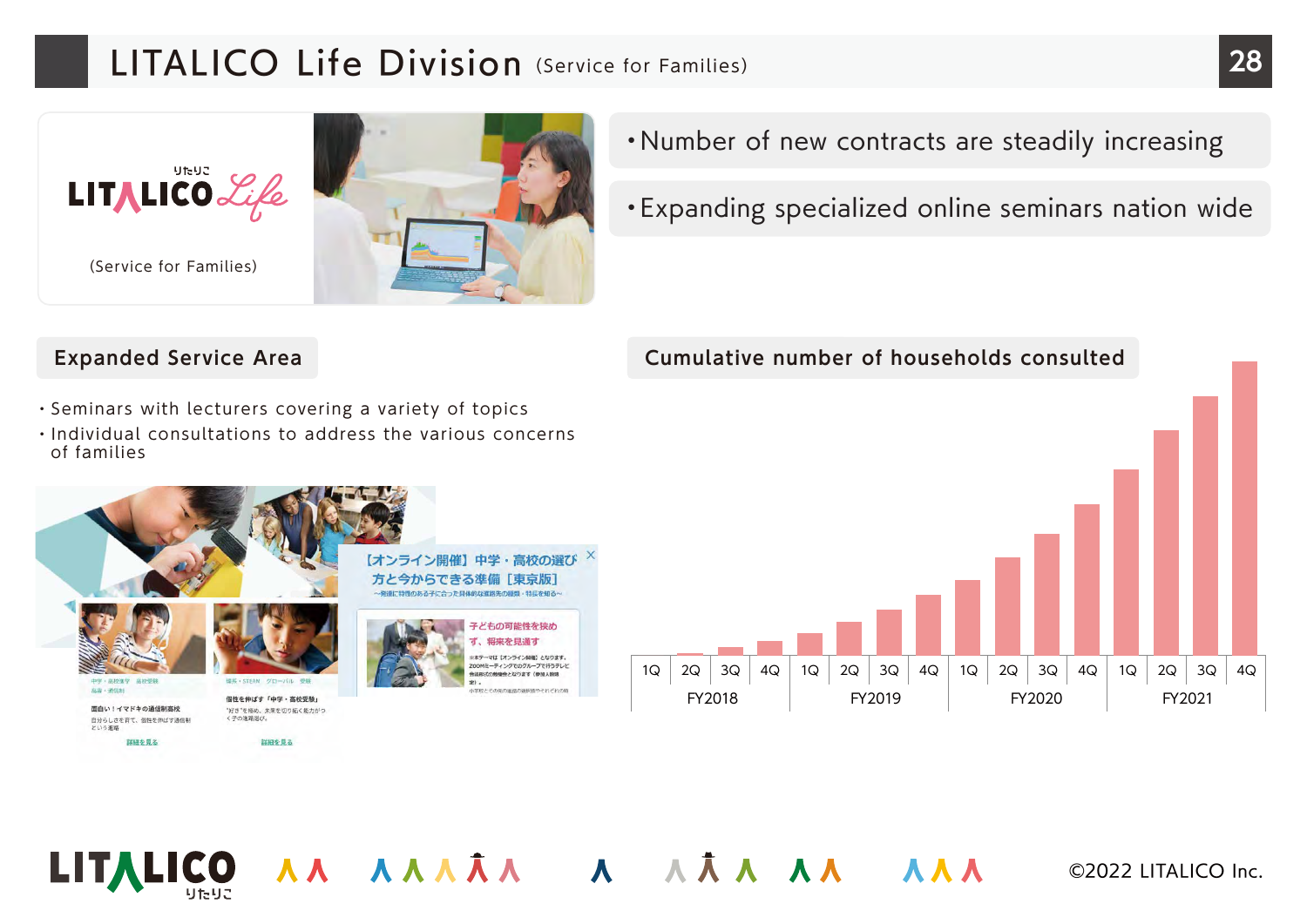# LITALICO Life Division (Service for Families)

LITALICO Life (Service for Families)

- Number of new contracts are steadily increasing
- Expanding specialized online seminars nation wide

## Expanded Service Area

- Seminars with lecturers covering a variety of topics
- Individual consultations to address the various concerns of families

## Cumulative number of households consulted

| FY2018 | | | | FY2019 | | | | FY2020 | | | | FY2021 | | | |
|---|---|---|---|---|---|---|---|---|---|---|---|---|---|---|---|
| 1Q | 2Q | 3Q | 4Q | 1Q | 2Q | 3Q | 4Q | 1Q | 2Q | 3Q | 4Q | 1Q | 2Q | 3Q | 4Q |

©2022 LITALICO Inc.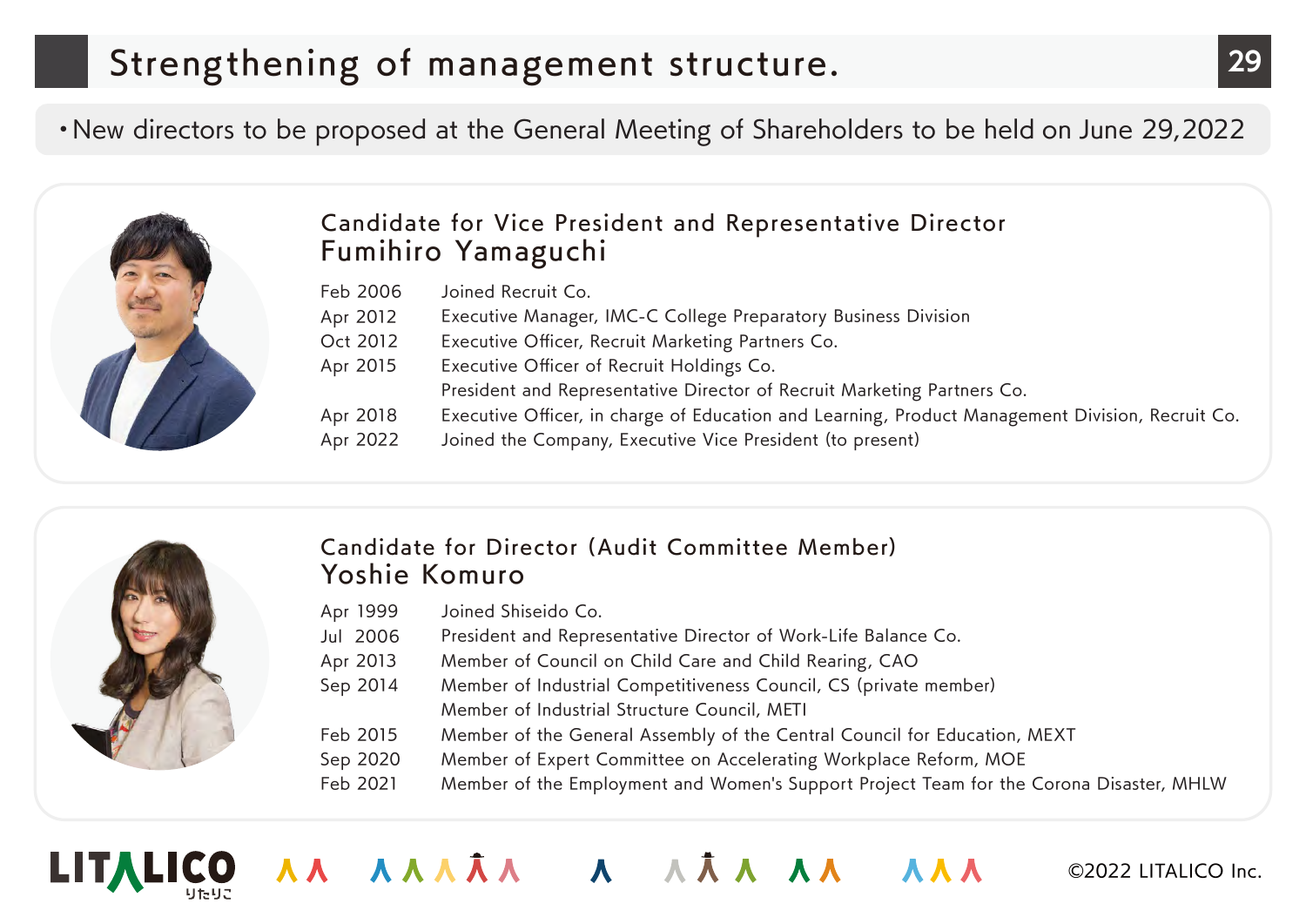# Strengthening of management structure.

・New directors to be proposed at the General Meeting of Shareholders to be held on June 29,2022

## Candidate for Vice President and Representative Director
## Fumihiro Yamaguchi

| | |
|---|---|
| Feb 2006 | Joined Recruit Co. |
| Apr 2012 | Executive Manager, IMC-C College Preparatory Business Division |
| Oct 2012 | Executive Officer, Recruit Marketing Partners Co. |
| Apr 2015 | Executive Officer of Recruit Holdings Co.<br>President and Representative Director of Recruit Marketing Partners Co. |
| Apr 2018 | Executive Officer, in charge of Education and Learning, Product Management Division, Recruit Co. |
| Apr 2022 | Joined the Company, Executive Vice President (to present) |

## Candidate for Director (Audit Committee Member)
## Yoshie Komuro

| | |
|---|---|
| Apr 1999 | Joined Shiseido Co. |
| Jul 2006 | President and Representative Director of Work-Life Balance Co. |
| Apr 2013 | Member of Council on Child Care and Child Rearing, CAO |
| Sep 2014 | Member of Industrial Competitiveness Council, CS (private member)<br>Member of Industrial Structure Council, METI |
| Feb 2015 | Member of the General Assembly of the Central Council for Education, MEXT |
| Sep 2020 | Member of Expert Committee on Accelerating Workplace Reform, MOE |
| Feb 2021 | Member of the Employment and Women's Support Project Team for the Corona Disaster, MHLW |

©2022 LITALICO Inc.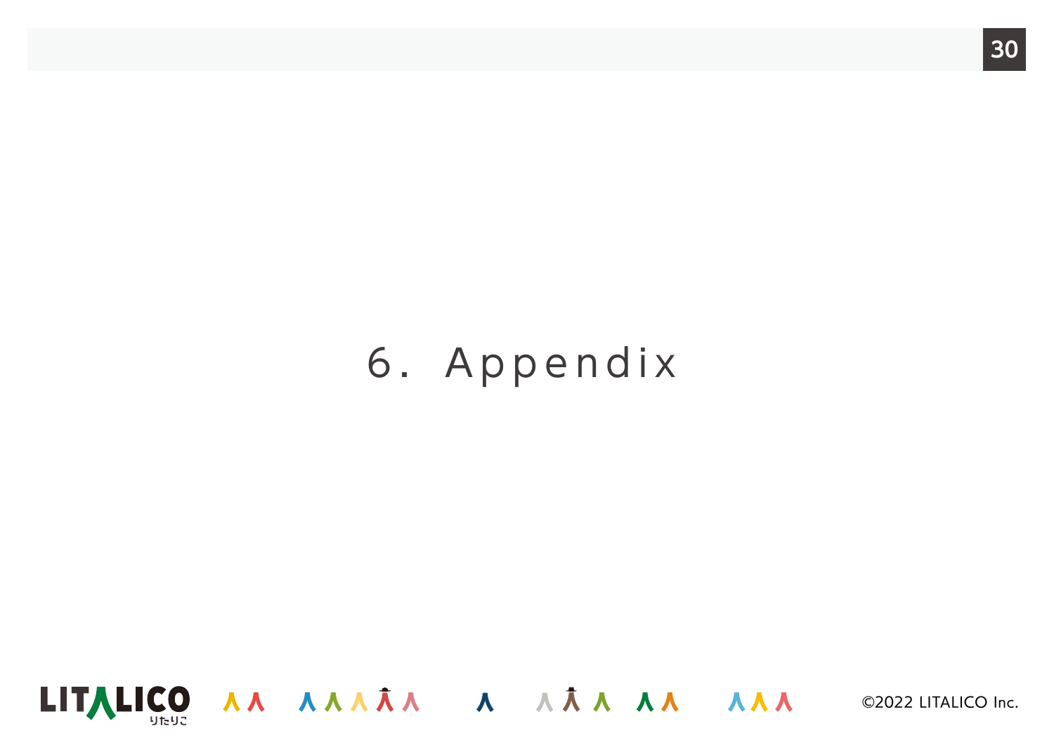# 6. Appendix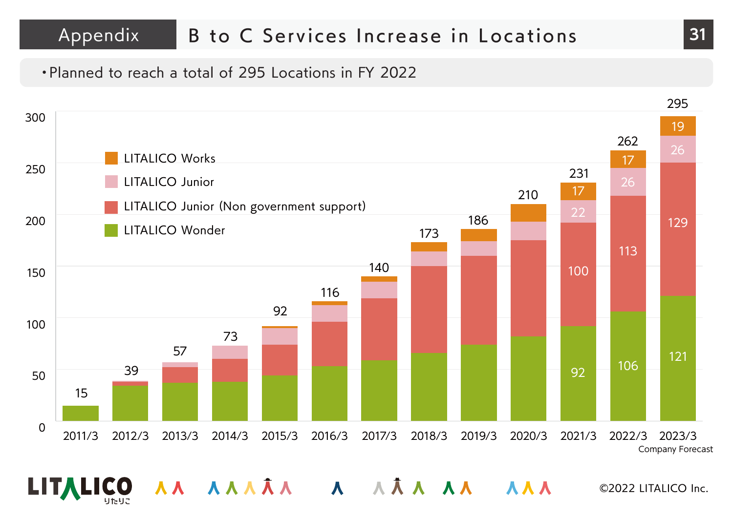# Appendix B to C Services Increase in Locations

- Planned to reach a total of 295 Locations in FY 2022

| | 2011/3 | 2012/3 | 2013/3 | 2014/3 | 2015/3 | 2016/3 | 2017/3 | 2018/3 | 2019/3 | 2020/3 | 2021/3 | 2022/3 | 2023/3 Company Forecast |
|---|---|---|---|---|---|---|---|---|---|---|---|---|---|
| LITALICO Works | | | | | | | | | | | 17 | 17 | 19 |
| LITALICO Junior | | | | | | | | | | | 22 | 26 | 26 |
| LITALICO Junior (Non government support) | | | | | | | | | | | 100 | 113 | 129 |
| LITALICO Wonder | | | | | | | | | | | 92 | 106 | 121 |
| Total | 15 | 39 | 57 | 73 | 92 | 116 | 140 | 173 | 186 | 210 | 231 | 262 | 295 |

©2022 LITALICO Inc.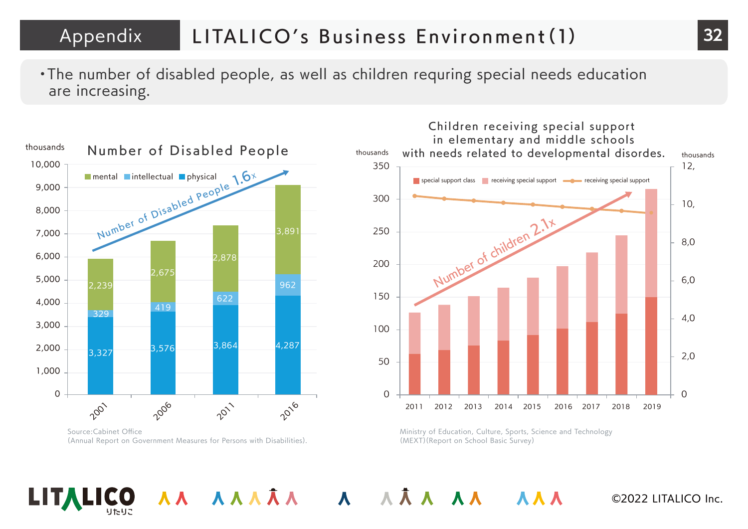# Appendix LITALICO's Business Environment(1)

・The number of disabled people, as well as children requring special needs education are increasing.

## Number of Disabled People

thousands

| | 2001 | 2006 | 2011 | 2016 |
|---|---|---|---|---|
| mental | 2,239 | 2,675 | 2,878 | 3,891 |
| intellectual | 329 | 419 | 622 | 962 |
| physical | 3,327 | 3,576 | 3,864 | 4,287 |

Number of Disabled People 1.6x

Source:Cabinet Office
(Annual Report on Government Measures for Persons with Disabilities).

## Children receiving special support in elementary and middle schools with needs related to developmental disordes.

thousands

Legend: special support class / receiving special support / receiving special support

Number of children 2.1x

Years: 2011, 2012, 2013, 2014, 2015, 2016, 2017, 2018, 2019

Ministry of Education, Culture, Sports, Science and Technology
(MEXT)(Report on School Basic Survey)

©2022 LITALICO Inc.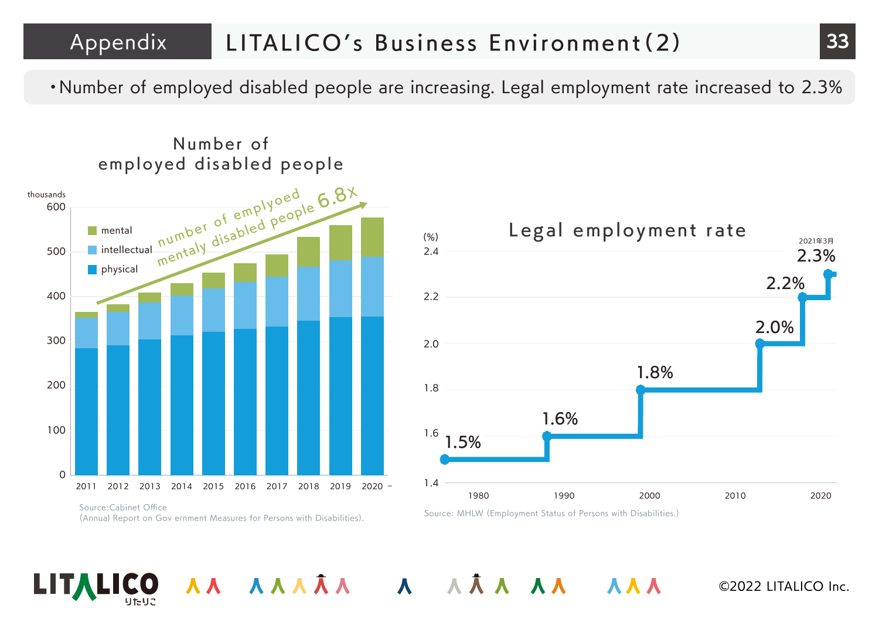# Appendix LITALICO's Business Environment(2)

・Number of employed disabled people are increasing. Legal employment rate increased to 2.3%

## Number of employed disabled people

thousands

number of employed mentaly disabled people 6.8x

Legend: mental, intellectual, physical

Years: 2011, 2012, 2013, 2014, 2015, 2016, 2017, 2018, 2019, 2020

Source:Cabinet Office
(Annual Report on Gov ernment Measures for Persons with Disabilities).

## Legal employment rate

(%)

| Year | Rate |
|---|---|
| 1980 | 1.5% |
| 1990 | 1.6% |
| 2000 | 1.8% |
| 2010s | 2.0% |
| 2010s | 2.2% |
| 2021年3月 | 2.3% |

Source: MHLW (Employment Status of Persons with Disabilities.)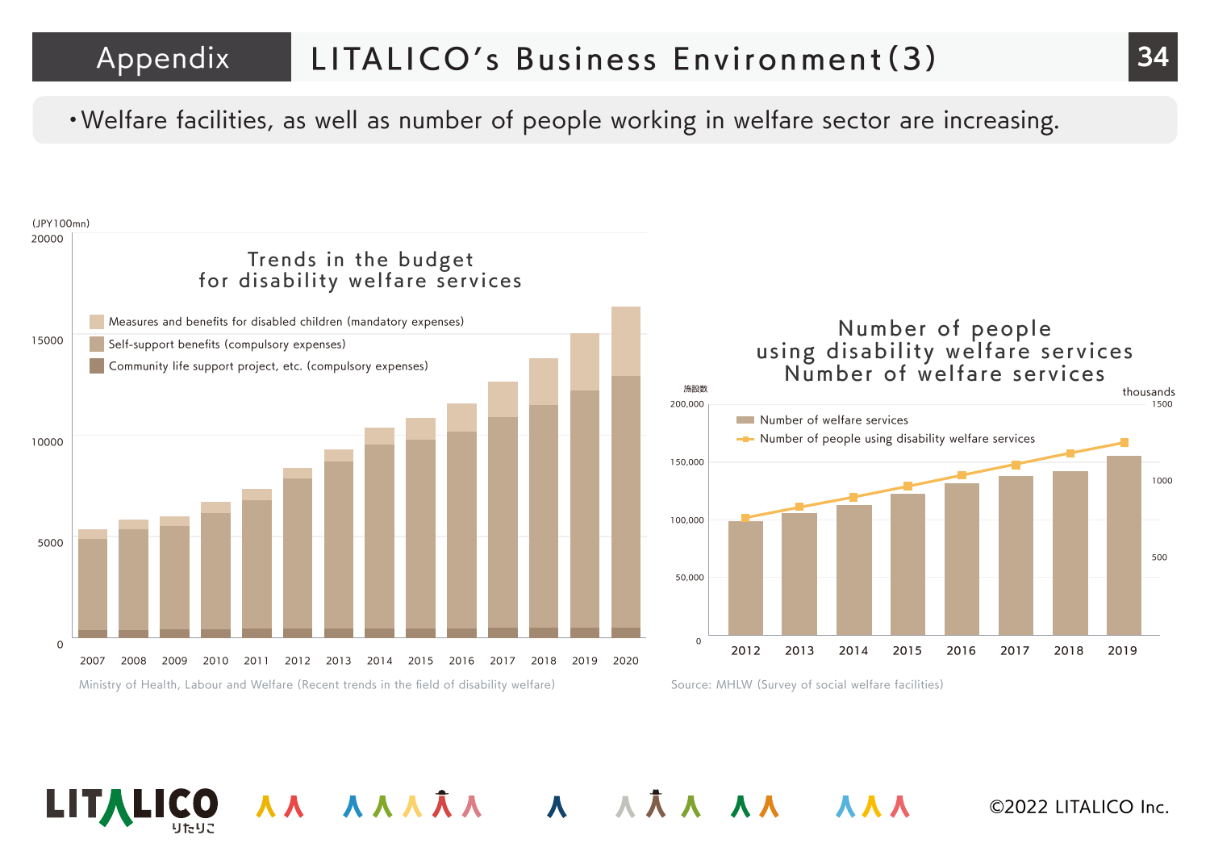# Appendix LITALICO's Business Environment(3)

- Welfare facilities, as well as number of people working in welfare sector are increasing.

## Trends in the budget for disability welfare services

(JPY100mn)

Legend:
- Measures and benefits for disabled children (mandatory expenses)
- Self-support benefits (compulsory expenses)
- Community life support project, etc. (compulsory expenses)

Y-axis: 0, 5000, 10000, 15000, 20000

X-axis: 2007, 2008, 2009, 2010, 2011, 2012, 2013, 2014, 2015, 2016, 2017, 2018, 2019, 2020

Ministry of Health, Labour and Welfare (Recent trends in the field of disability welfare)

## Number of people using disability welfare services / Number of welfare services

施設数 | thousands

Legend:
- Number of welfare services
- Number of people using disability welfare services

Left axis: 0, 50,000, 100,000, 150,000, 200,000

Right axis: 500, 1000, 1500

X-axis: 2012, 2013, 2014, 2015, 2016, 2017, 2018, 2019

Source: MHLW (Survey of social welfare facilities)

©2022 LITALICO Inc.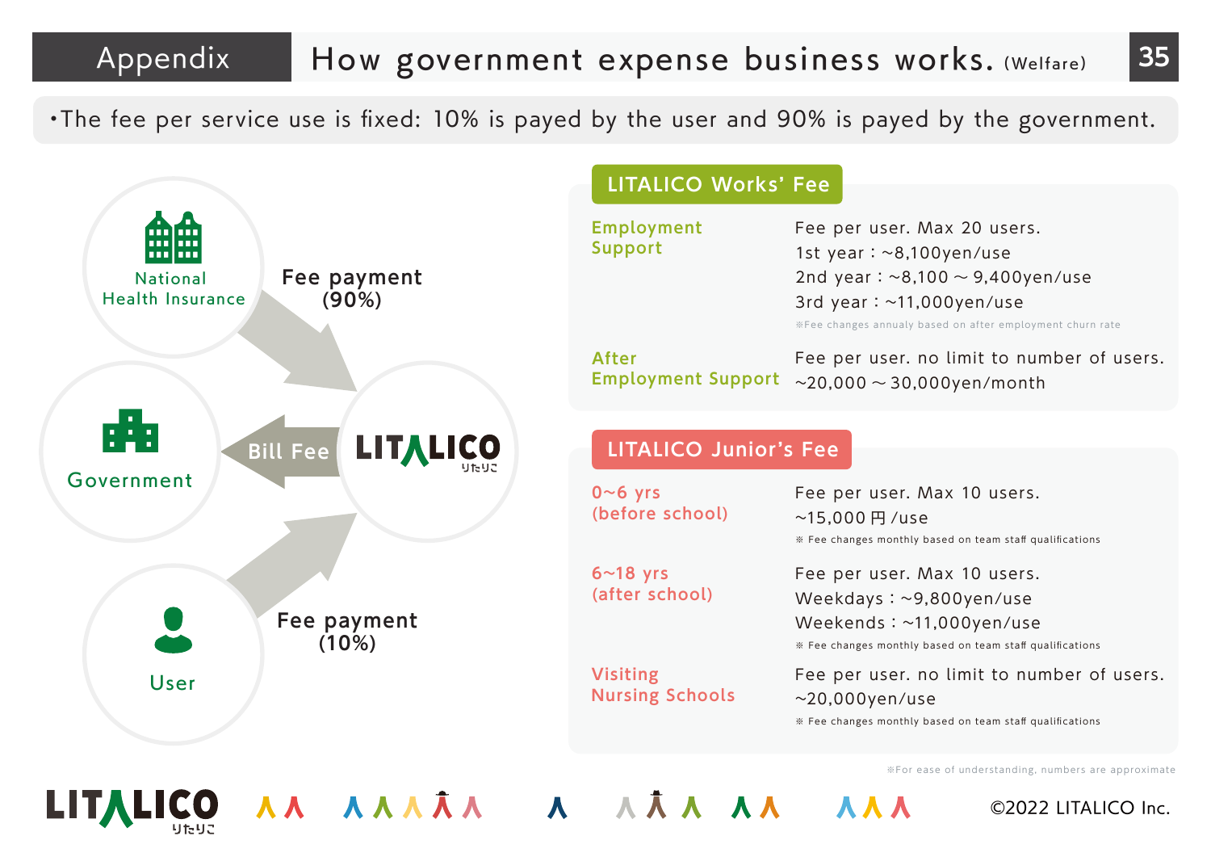# Appendix How government expense business works. (Welfare)

•The fee per service use is fixed: 10% is payed by the user and 90% is payed by the government.

National Health Insurance → Fee payment (90%) → LITALICO

LITALICO → Bill Fee → Government

User → Fee payment (10%) → LITALICO

## LITALICO Works' Fee

| | |
|---|---|
| Employment Support | Fee per user. Max 20 users.<br>1st year : ~8,100yen/use<br>2nd year : ~8,100 ~ 9,400yen/use<br>3rd year : ~11,000yen/use<br>※Fee changes annualy based on after employment churn rate |
| After Employment Support | Fee per user. no limit to number of users.<br>~20,000 ~ 30,000yen/month |

## LITALICO Junior's Fee

| | |
|---|---|
| 0~6 yrs (before school) | Fee per user. Max 10 users.<br>~15,000円/use<br>※ Fee changes monthly based on team staff qualifications |
| 6~18 yrs (after school) | Fee per user. Max 10 users.<br>Weekdays : ~9,800yen/use<br>Weekends : ~11,000yen/use<br>※ Fee changes monthly based on team staff qualifications |
| Visiting Nursing Schools | Fee per user. no limit to number of users.<br>~20,000yen/use<br>※ Fee changes monthly based on team staff qualifications |

※For ease of understanding, numbers are approximate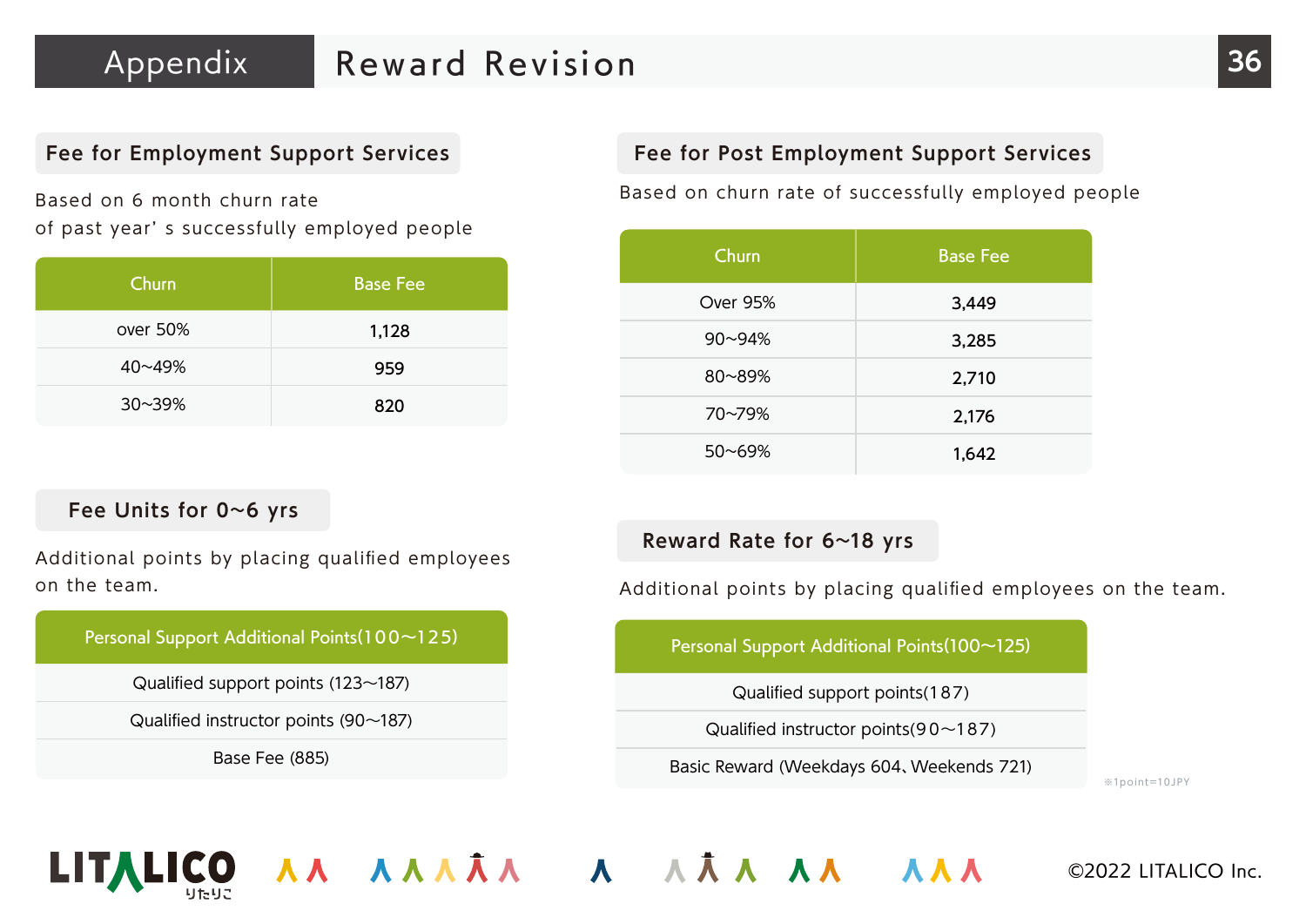# Appendix Reward Revision

## Fee for Employment Support Services

Based on 6 month churn rate
of past year' s successfully employed people

| Churn | Base Fee |
| --- | --- |
| over 50% | 1,128 |
| 40~49% | 959 |
| 30~39% | 820 |

## Fee Units for 0~6 yrs

Additional points by placing qualified employees on the team.

| Personal Support Additional Points(100~125) |
| --- |
| Qualified support points (123~187) |
| Qualified instructor points (90~187) |
| Base Fee (885) |

## Fee for Post Employment Support Services

Based on churn rate of successfully employed people

| Churn | Base Fee |
| --- | --- |
| Over 95% | 3,449 |
| 90~94% | 3,285 |
| 80~89% | 2,710 |
| 70~79% | 2,176 |
| 50~69% | 1,642 |

## Reward Rate for 6~18 yrs

Additional points by placing qualified employees on the team.

| Personal Support Additional Points(100~125) |
| --- |
| Qualified support points(187) |
| Qualified instructor points(90~187) |
| Basic Reward (Weekdays 604、Weekends 721) |

※1point=10JPY

©2022 LITALICO Inc.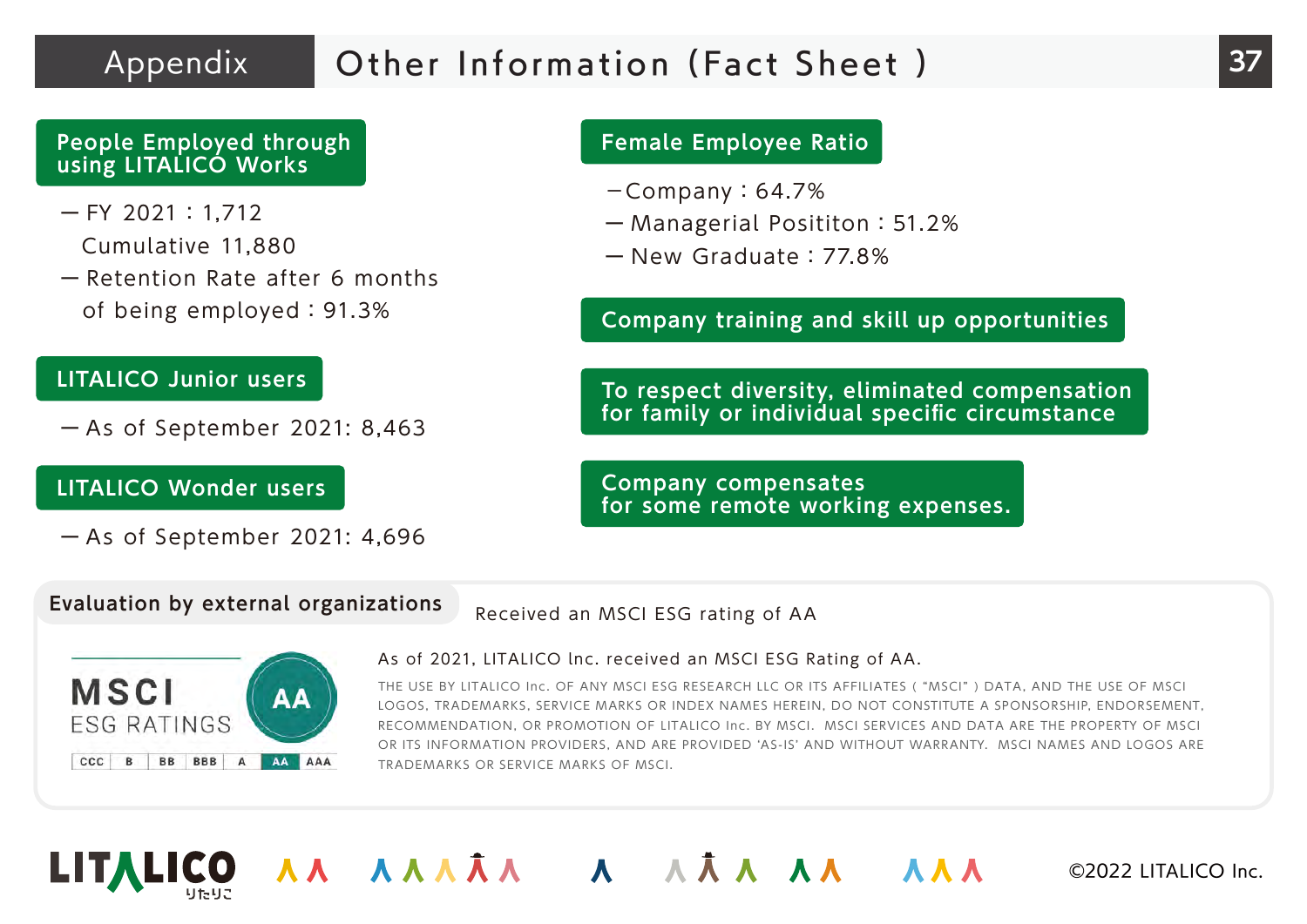# Appendix Other Information (Fact Sheet )

## People Employed through using LITALICO Works

- FY 2021 : 1,712
  Cumulative 11,880
- Retention Rate after 6 months of being employed : 91.3%

## LITALICO Junior users

- As of September 2021: 8,463

## LITALICO Wonder users

- As of September 2021: 4,696

## Female Employee Ratio

- Company : 64.7%
- Managerial Posititon : 51.2%
- New Graduate : 77.8%

## Company training and skill up opportunities

## To respect diversity, eliminated compensation for family or individual specific circumstance

## Company compensates for some remote working expenses.

## Evaluation by external organizations

Received an MSCI ESG rating of AA

MSCI ESG RATINGS: CCC | B | BB | BBB | A | **AA** | AAA

As of 2021, LITALICO Inc. received an MSCI ESG Rating of AA.

THE USE BY LITALICO Inc. OF ANY MSCI ESG RESEARCH LLC OR ITS AFFILIATES ( "MSCI" ) DATA, AND THE USE OF MSCI LOGOS, TRADEMARKS, SERVICE MARKS OR INDEX NAMES HEREIN, DO NOT CONSTITUTE A SPONSORSHIP, ENDORSEMENT, RECOMMENDATION, OR PROMOTION OF LITALICO Inc. BY MSCI. MSCI SERVICES AND DATA ARE THE PROPERTY OF MSCI OR ITS INFORMATION PROVIDERS, AND ARE PROVIDED 'AS-IS' AND WITHOUT WARRANTY. MSCI NAMES AND LOGOS ARE TRADEMARKS OR SERVICE MARKS OF MSCI.

©2022 LITALICO Inc.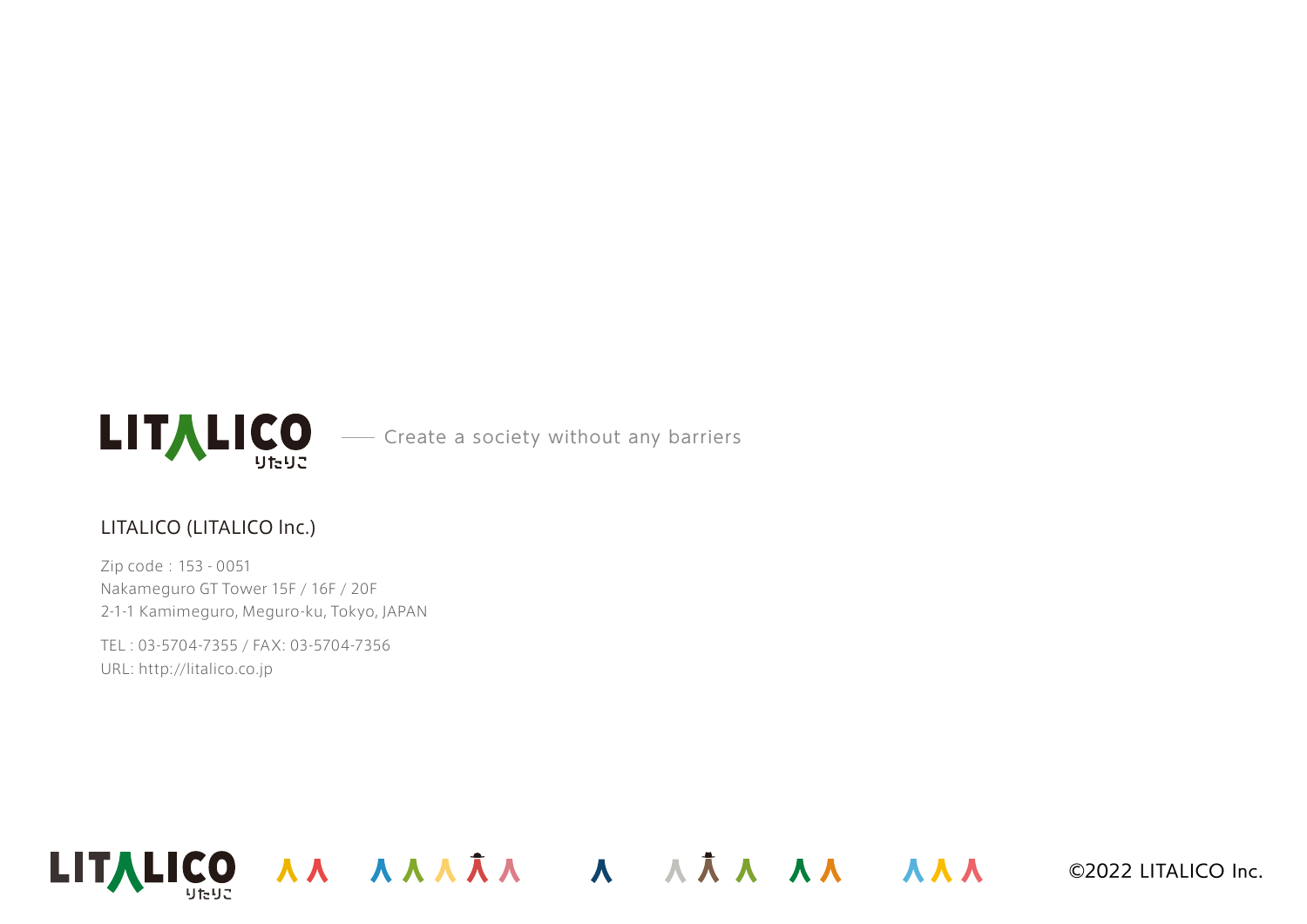LITALICO りたりこ — Create a society without any barriers

LITALICO (LITALICO Inc.)

Zip code：153 - 0051
Nakameguro GT Tower 15F / 16F / 20F
2-1-1 Kamimeguro, Meguro-ku, Tokyo, JAPAN

TEL : 03-5704-7355 / FAX: 03-5704-7356
URL: http://litalico.co.jp

LITALICO りたりこ

©2022 LITALICO Inc.